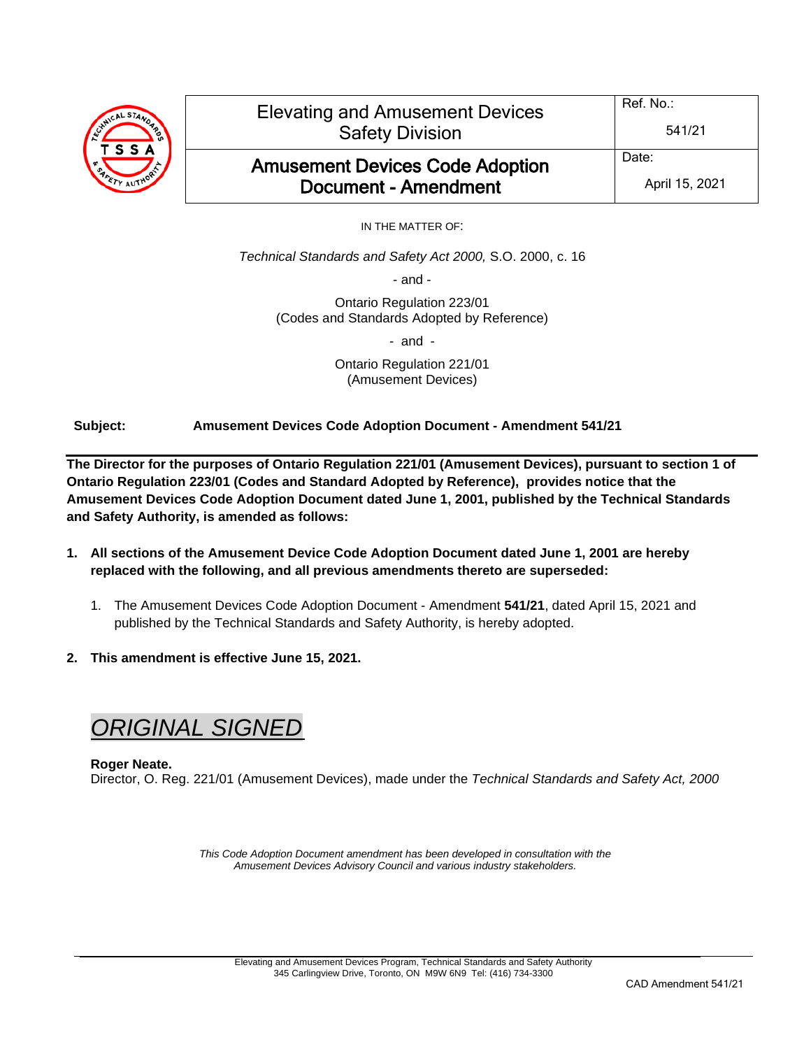| Elevating and Amusement Devices Safety Division | Ref. No.: 541/21 |
| --- | --- |
| **Amusement Devices Code Adoption Document - Amendment** | Date: April 15, 2021 |

IN THE MATTER OF:

*Technical Standards and Safety Act 2000,* S.O. 2000, c. 16

- and -

Ontario Regulation 223/01
(Codes and Standards Adopted by Reference)

- and -

Ontario Regulation 221/01
(Amusement Devices)

**Subject:** **Amusement Devices Code Adoption Document - Amendment 541/21**

**The Director for the purposes of Ontario Regulation 221/01 (Amusement Devices), pursuant to section 1 of Ontario Regulation 223/01 (Codes and Standard Adopted by Reference), provides notice that the Amusement Devices Code Adoption Document dated June 1, 2001, published by the Technical Standards and Safety Authority, is amended as follows:**

1. **All sections of the Amusement Device Code Adoption Document dated June 1, 2001 are hereby replaced with the following, and all previous amendments thereto are superseded:**

    1. The Amusement Devices Code Adoption Document - Amendment **541/21**, dated April 15, 2021 and published by the Technical Standards and Safety Authority, is hereby adopted.

2. **This amendment is effective June 15, 2021.**

*ORIGINAL SIGNED*

**Roger Neate.**
Director, O. Reg. 221/01 (Amusement Devices), made under the *Technical Standards and Safety Act, 2000*

*This Code Adoption Document amendment has been developed in consultation with the Amusement Devices Advisory Council and various industry stakeholders.*

Elevating and Amusement Devices Program, Technical Standards and Safety Authority
345 Carlingview Drive, Toronto, ON M9W 6N9 Tel: (416) 734-3300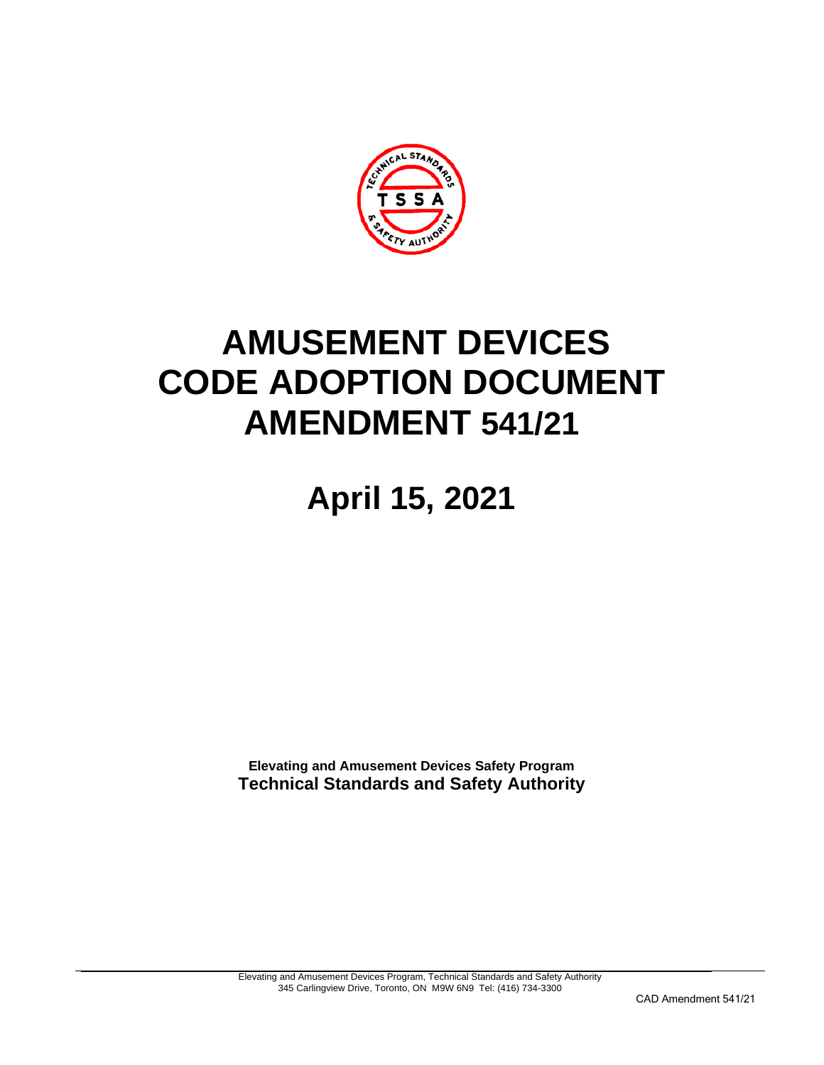# AMUSEMENT DEVICES CODE ADOPTION DOCUMENT AMENDMENT 541/21

## April 15, 2021

**Elevating and Amusement Devices Safety Program**
**Technical Standards and Safety Authority**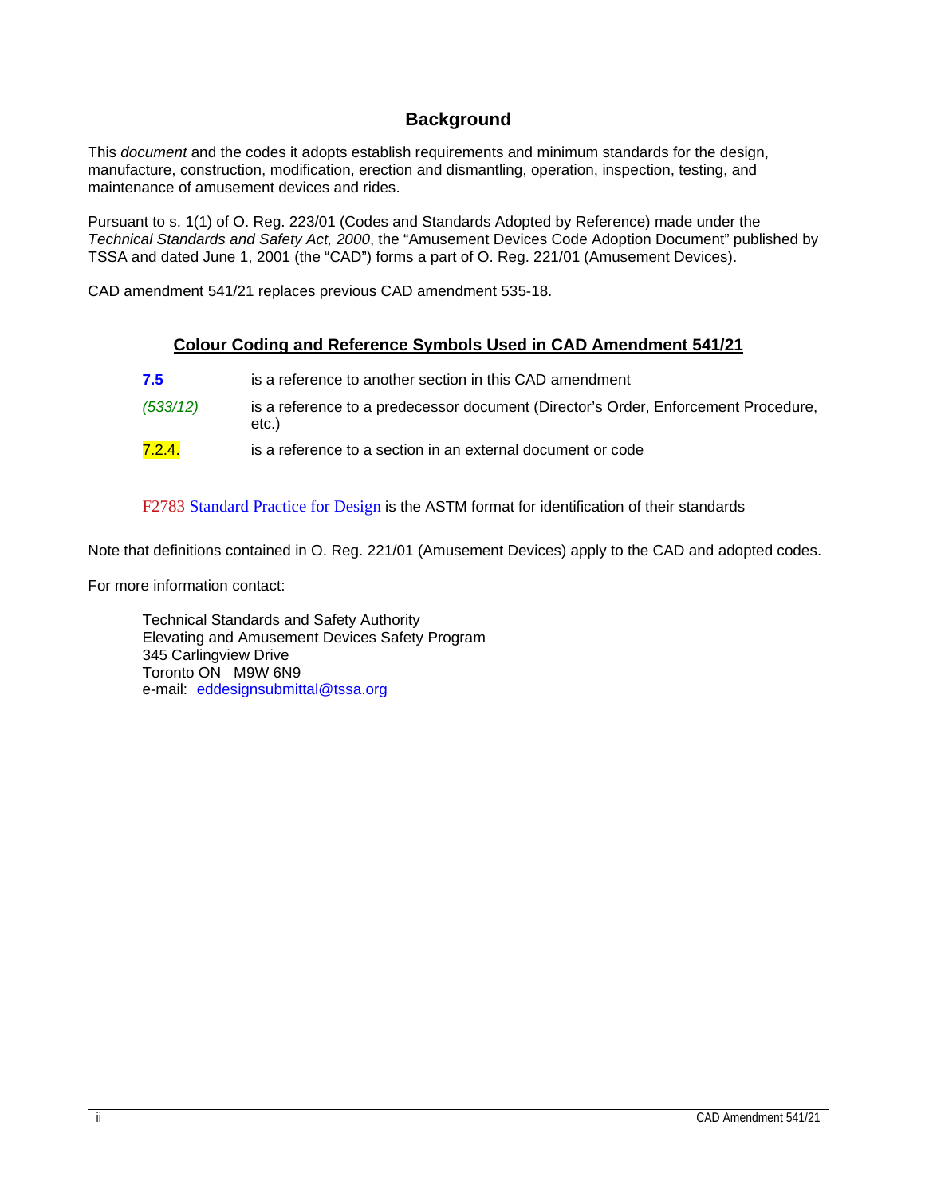## Background

This *document* and the codes it adopts establish requirements and minimum standards for the design, manufacture, construction, modification, erection and dismantling, operation, inspection, testing, and maintenance of amusement devices and rides.

Pursuant to s. 1(1) of O. Reg. 223/01 (Codes and Standards Adopted by Reference) made under the *Technical Standards and Safety Act, 2000*, the "Amusement Devices Code Adoption Document" published by TSSA and dated June 1, 2001 (the "CAD") forms a part of O. Reg. 221/01 (Amusement Devices).

CAD amendment 541/21 replaces previous CAD amendment 535-18.

### Colour Coding and Reference Symbols Used in CAD Amendment 541/21

| | |
|---|---|
| **7.5** | is a reference to another section in this CAD amendment |
| *(533/12)* | is a reference to a predecessor document (Director's Order, Enforcement Procedure, etc.) |
| 7.2.4. | is a reference to a section in an external document or code |

F2783 Standard Practice for Design is the ASTM format for identification of their standards

Note that definitions contained in O. Reg. 221/01 (Amusement Devices) apply to the CAD and adopted codes.

For more information contact:

Technical Standards and Safety Authority
Elevating and Amusement Devices Safety Program
345 Carlingview Drive
Toronto ON M9W 6N9
e-mail: eddesignsubmittal@tssa.org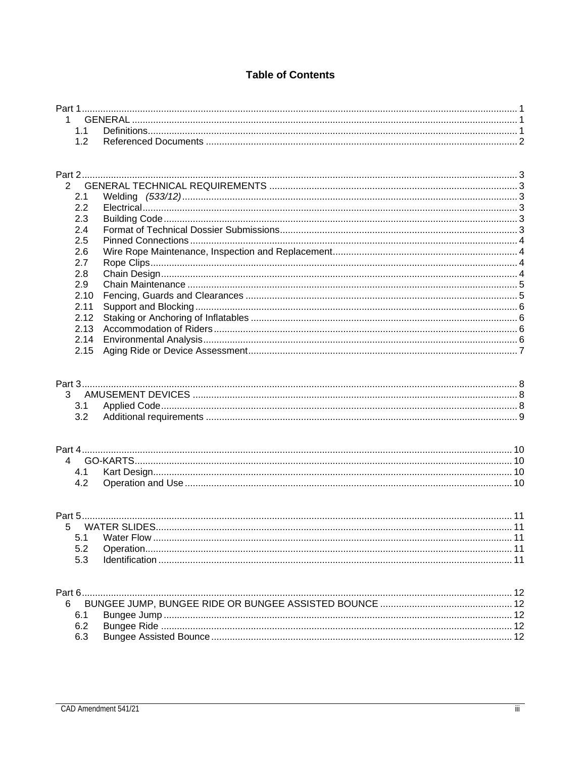# Table of Contents

Part 1 ........ 1
- 1 GENERAL ........ 1
  - 1.1 Definitions ........ 1
  - 1.2 Referenced Documents ........ 2

Part 2 ........ 3
- 2 GENERAL TECHNICAL REQUIREMENTS ........ 3
  - 2.1 Welding *(533/12)* ........ 3
  - 2.2 Electrical ........ 3
  - 2.3 Building Code ........ 3
  - 2.4 Format of Technical Dossier Submissions ........ 3
  - 2.5 Pinned Connections ........ 4
  - 2.6 Wire Rope Maintenance, Inspection and Replacement ........ 4
  - 2.7 Rope Clips ........ 4
  - 2.8 Chain Design ........ 4
  - 2.9 Chain Maintenance ........ 5
  - 2.10 Fencing, Guards and Clearances ........ 5
  - 2.11 Support and Blocking ........ 6
  - 2.12 Staking or Anchoring of Inflatables ........ 6
  - 2.13 Accommodation of Riders ........ 6
  - 2.14 Environmental Analysis ........ 6
  - 2.15 Aging Ride or Device Assessment ........ 7

Part 3 ........ 8
- 3 AMUSEMENT DEVICES ........ 8
  - 3.1 Applied Code ........ 8
  - 3.2 Additional requirements ........ 9

Part 4 ........ 10
- 4 GO-KARTS ........ 10
  - 4.1 Kart Design ........ 10
  - 4.2 Operation and Use ........ 10

Part 5 ........ 11
- 5 WATER SLIDES ........ 11
  - 5.1 Water Flow ........ 11
  - 5.2 Operation ........ 11
  - 5.3 Identification ........ 11

Part 6 ........ 12
- 6 BUNGEE JUMP, BUNGEE RIDE OR BUNGEE ASSISTED BOUNCE ........ 12
  - 6.1 Bungee Jump ........ 12
  - 6.2 Bungee Ride ........ 12
  - 6.3 Bungee Assisted Bounce ........ 12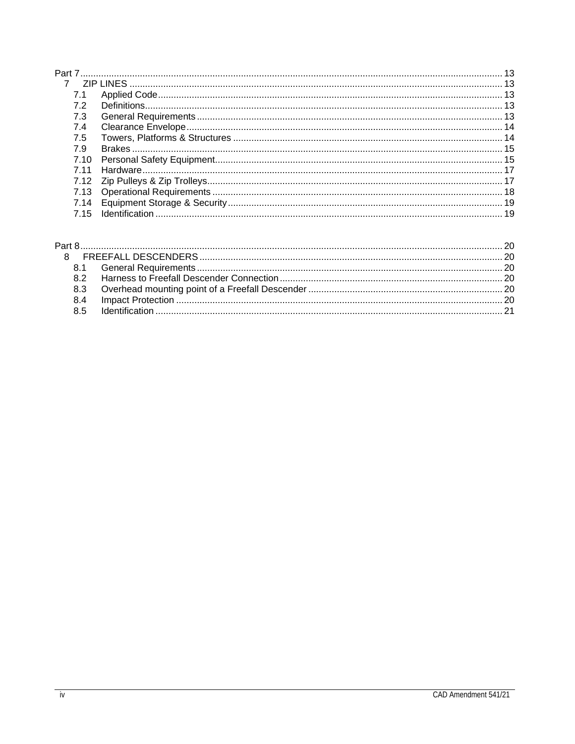Part 7 ........ 13

7 ZIP LINES ........ 13

- 7.1 Applied Code ........ 13
- 7.2 Definitions ........ 13
- 7.3 General Requirements ........ 13
- 7.4 Clearance Envelope ........ 14
- 7.5 Towers, Platforms & Structures ........ 14
- 7.9 Brakes ........ 15
- 7.10 Personal Safety Equipment ........ 15
- 7.11 Hardware ........ 17
- 7.12 Zip Pulleys & Zip Trolleys ........ 17
- 7.13 Operational Requirements ........ 18
- 7.14 Equipment Storage & Security ........ 19
- 7.15 Identification ........ 19

Part 8 ........ 20

8 FREEFALL DESCENDERS ........ 20

- 8.1 General Requirements ........ 20
- 8.2 Harness to Freefall Descender Connection ........ 20
- 8.3 Overhead mounting point of a Freefall Descender ........ 20
- 8.4 Impact Protection ........ 20
- 8.5 Identification ........ 21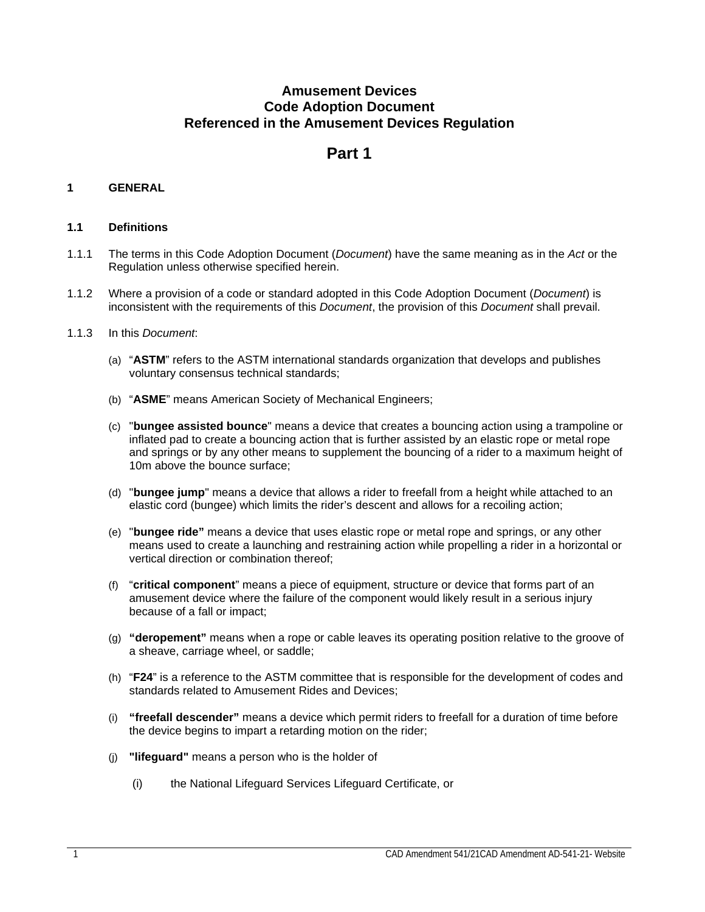# Amusement Devices
# Code Adoption Document
# Referenced in the Amusement Devices Regulation

# Part 1

## 1 GENERAL

### 1.1 Definitions

1.1.1 The terms in this Code Adoption Document (*Document*) have the same meaning as in the *Act* or the Regulation unless otherwise specified herein.

1.1.2 Where a provision of a code or standard adopted in this Code Adoption Document (*Document*) is inconsistent with the requirements of this *Document*, the provision of this *Document* shall prevail.

1.1.3 In this *Document*:

(a) "**ASTM**" refers to the ASTM international standards organization that develops and publishes voluntary consensus technical standards;

(b) "**ASME**" means American Society of Mechanical Engineers;

(c) "**bungee assisted bounce**" means a device that creates a bouncing action using a trampoline or inflated pad to create a bouncing action that is further assisted by an elastic rope or metal rope and springs or by any other means to supplement the bouncing of a rider to a maximum height of 10m above the bounce surface;

(d) "**bungee jump**" means a device that allows a rider to freefall from a height while attached to an elastic cord (bungee) which limits the rider's descent and allows for a recoiling action;

(e) "**bungee ride"** means a device that uses elastic rope or metal rope and springs, or any other means used to create a launching and restraining action while propelling a rider in a horizontal or vertical direction or combination thereof;

(f) "**critical component**" means a piece of equipment, structure or device that forms part of an amusement device where the failure of the component would likely result in a serious injury because of a fall or impact;

(g) **"deropement"** means when a rope or cable leaves its operating position relative to the groove of a sheave, carriage wheel, or saddle;

(h) "**F24**" is a reference to the ASTM committee that is responsible for the development of codes and standards related to Amusement Rides and Devices;

(i) **"freefall descender"** means a device which permit riders to freefall for a duration of time before the device begins to impart a retarding motion on the rider;

(j) **"lifeguard"** means a person who is the holder of

(i) the National Lifeguard Services Lifeguard Certificate, or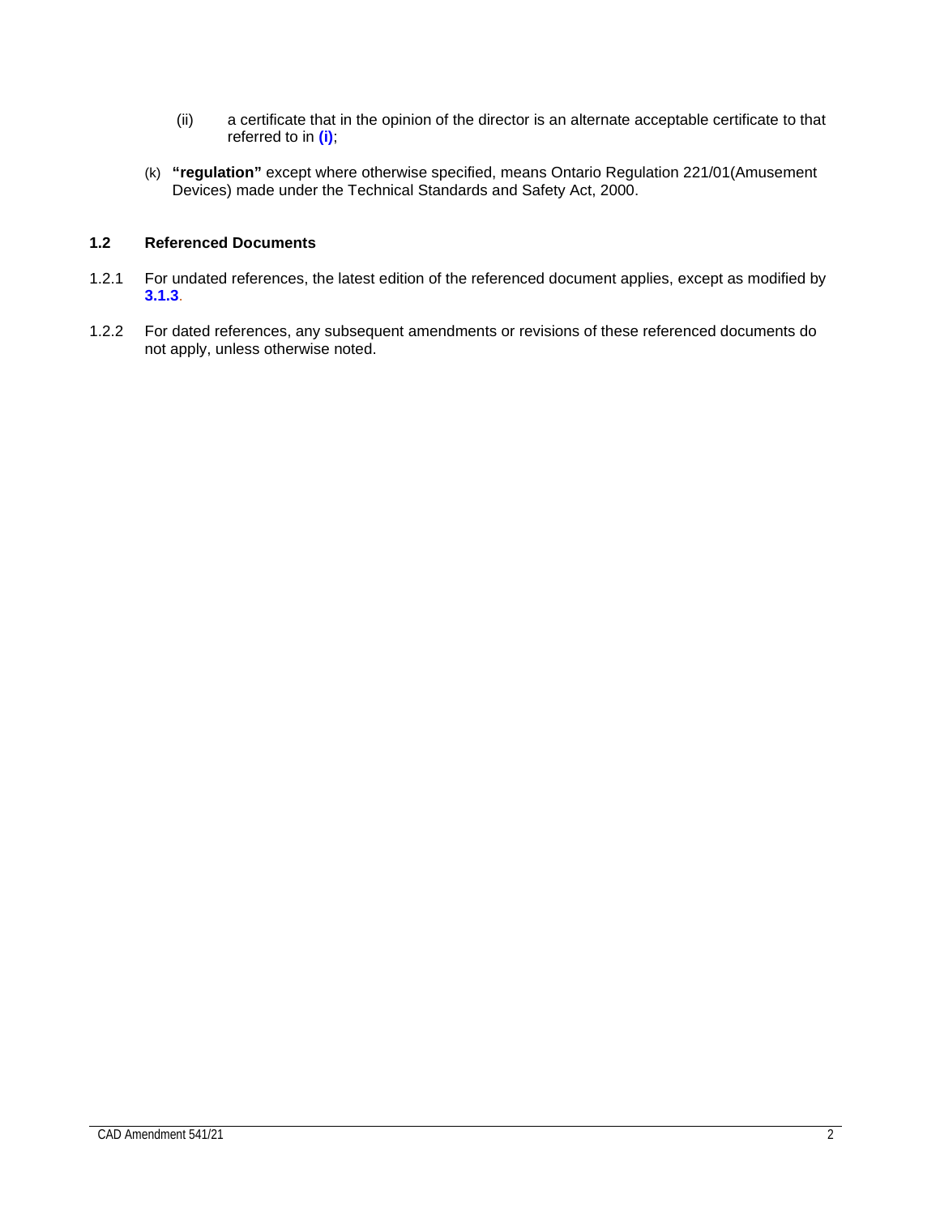(ii) a certificate that in the opinion of the director is an alternate acceptable certificate to that referred to in **(i)**;

(k) **"regulation"** except where otherwise specified, means Ontario Regulation 221/01(Amusement Devices) made under the Technical Standards and Safety Act, 2000.

### 1.2 Referenced Documents

1.2.1 For undated references, the latest edition of the referenced document applies, except as modified by **3.1.3**.

1.2.2 For dated references, any subsequent amendments or revisions of these referenced documents do not apply, unless otherwise noted.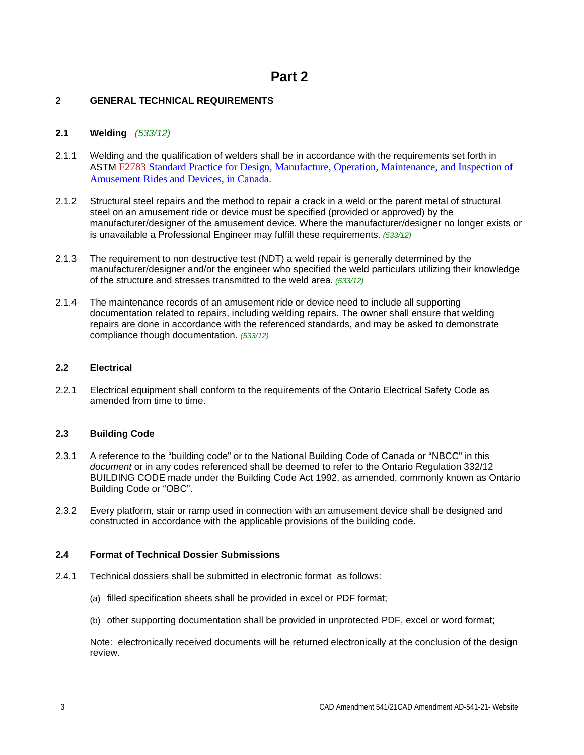# Part 2

## 2 GENERAL TECHNICAL REQUIREMENTS

### 2.1 Welding *(533/12)*

2.1.1 Welding and the qualification of welders shall be in accordance with the requirements set forth in ASTM F2783 Standard Practice for Design, Manufacture, Operation, Maintenance, and Inspection of Amusement Rides and Devices, in Canada.

2.1.2 Structural steel repairs and the method to repair a crack in a weld or the parent metal of structural steel on an amusement ride or device must be specified (provided or approved) by the manufacturer/designer of the amusement device. Where the manufacturer/designer no longer exists or is unavailable a Professional Engineer may fulfill these requirements. *(533/12)*

2.1.3 The requirement to non destructive test (NDT) a weld repair is generally determined by the manufacturer/designer and/or the engineer who specified the weld particulars utilizing their knowledge of the structure and stresses transmitted to the weld area. *(533/12)*

2.1.4 The maintenance records of an amusement ride or device need to include all supporting documentation related to repairs, including welding repairs. The owner shall ensure that welding repairs are done in accordance with the referenced standards, and may be asked to demonstrate compliance though documentation. *(533/12)*

### 2.2 Electrical

2.2.1 Electrical equipment shall conform to the requirements of the Ontario Electrical Safety Code as amended from time to time.

### 2.3 Building Code

2.3.1 A reference to the “building code” or to the National Building Code of Canada or “NBCC” in this *document* or in any codes referenced shall be deemed to refer to the Ontario Regulation 332/12 BUILDING CODE made under the Building Code Act 1992, as amended, commonly known as Ontario Building Code or “OBC”.

2.3.2 Every platform, stair or ramp used in connection with an amusement device shall be designed and constructed in accordance with the applicable provisions of the building code.

### 2.4 Format of Technical Dossier Submissions

2.4.1 Technical dossiers shall be submitted in electronic format as follows:

(a) filled specification sheets shall be provided in excel or PDF format;

(b) other supporting documentation shall be provided in unprotected PDF, excel or word format;

Note: electronically received documents will be returned electronically at the conclusion of the design review.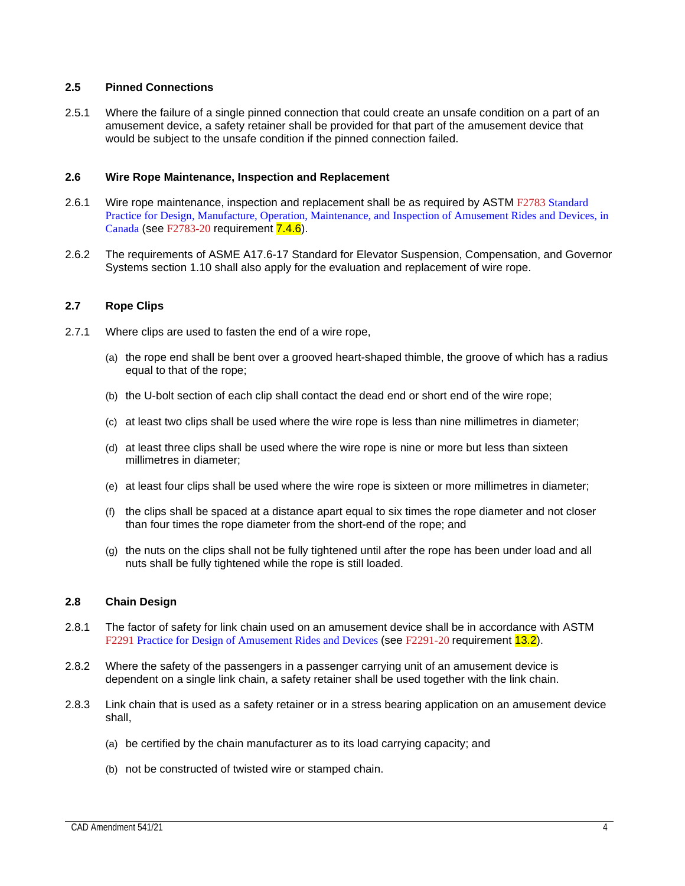### 2.5 Pinned Connections

2.5.1 Where the failure of a single pinned connection that could create an unsafe condition on a part of an amusement device, a safety retainer shall be provided for that part of the amusement device that would be subject to the unsafe condition if the pinned connection failed.

### 2.6 Wire Rope Maintenance, Inspection and Replacement

2.6.1 Wire rope maintenance, inspection and replacement shall be as required by ASTM F2783 Standard Practice for Design, Manufacture, Operation, Maintenance, and Inspection of Amusement Rides and Devices, in Canada (see F2783-20 requirement 7.4.6).

2.6.2 The requirements of ASME A17.6-17 Standard for Elevator Suspension, Compensation, and Governor Systems section 1.10 shall also apply for the evaluation and replacement of wire rope.

### 2.7 Rope Clips

2.7.1 Where clips are used to fasten the end of a wire rope,

(a) the rope end shall be bent over a grooved heart-shaped thimble, the groove of which has a radius equal to that of the rope;

(b) the U-bolt section of each clip shall contact the dead end or short end of the wire rope;

(c) at least two clips shall be used where the wire rope is less than nine millimetres in diameter;

(d) at least three clips shall be used where the wire rope is nine or more but less than sixteen millimetres in diameter;

(e) at least four clips shall be used where the wire rope is sixteen or more millimetres in diameter;

(f) the clips shall be spaced at a distance apart equal to six times the rope diameter and not closer than four times the rope diameter from the short-end of the rope; and

(g) the nuts on the clips shall not be fully tightened until after the rope has been under load and all nuts shall be fully tightened while the rope is still loaded.

### 2.8 Chain Design

2.8.1 The factor of safety for link chain used on an amusement device shall be in accordance with ASTM F2291 Practice for Design of Amusement Rides and Devices (see F2291-20 requirement 13.2).

2.8.2 Where the safety of the passengers in a passenger carrying unit of an amusement device is dependent on a single link chain, a safety retainer shall be used together with the link chain.

2.8.3 Link chain that is used as a safety retainer or in a stress bearing application on an amusement device shall,

(a) be certified by the chain manufacturer as to its load carrying capacity; and

(b) not be constructed of twisted wire or stamped chain.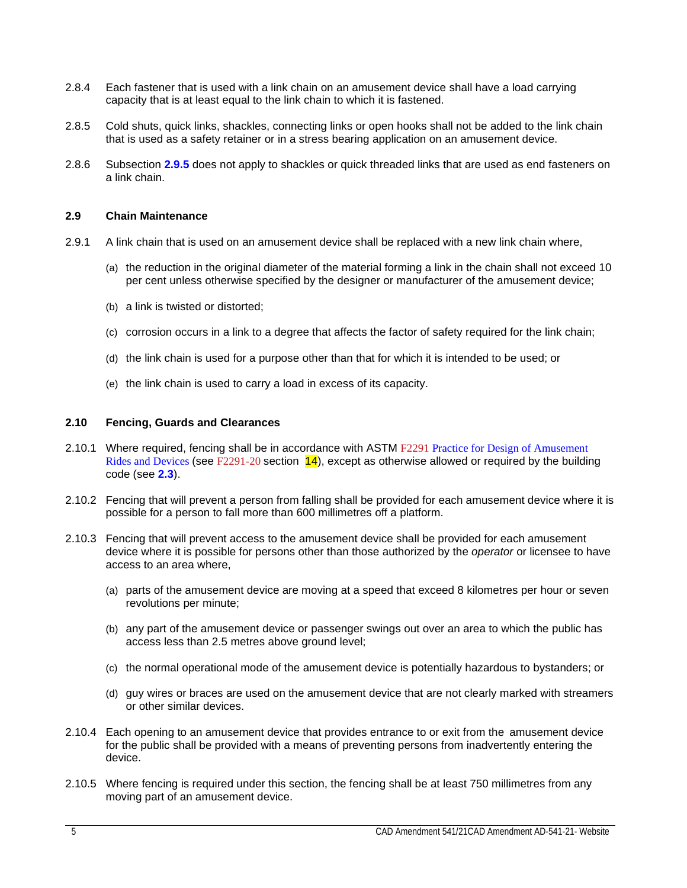2.8.4 Each fastener that is used with a link chain on an amusement device shall have a load carrying capacity that is at least equal to the link chain to which it is fastened.

2.8.5 Cold shuts, quick links, shackles, connecting links or open hooks shall not be added to the link chain that is used as a safety retainer or in a stress bearing application on an amusement device.

2.8.6 Subsection **2.9.5** does not apply to shackles or quick threaded links that are used as end fasteners on a link chain.

### 2.9 Chain Maintenance

2.9.1 A link chain that is used on an amusement device shall be replaced with a new link chain where,

(a) the reduction in the original diameter of the material forming a link in the chain shall not exceed 10 per cent unless otherwise specified by the designer or manufacturer of the amusement device;

(b) a link is twisted or distorted;

(c) corrosion occurs in a link to a degree that affects the factor of safety required for the link chain;

(d) the link chain is used for a purpose other than that for which it is intended to be used; or

(e) the link chain is used to carry a load in excess of its capacity.

### 2.10 Fencing, Guards and Clearances

2.10.1 Where required, fencing shall be in accordance with ASTM F2291 Practice for Design of Amusement Rides and Devices (see F2291-20 section 14), except as otherwise allowed or required by the building code (see **2.3**).

2.10.2 Fencing that will prevent a person from falling shall be provided for each amusement device where it is possible for a person to fall more than 600 millimetres off a platform.

2.10.3 Fencing that will prevent access to the amusement device shall be provided for each amusement device where it is possible for persons other than those authorized by the *operator* or licensee to have access to an area where,

(a) parts of the amusement device are moving at a speed that exceed 8 kilometres per hour or seven revolutions per minute;

(b) any part of the amusement device or passenger swings out over an area to which the public has access less than 2.5 metres above ground level;

(c) the normal operational mode of the amusement device is potentially hazardous to bystanders; or

(d) guy wires or braces are used on the amusement device that are not clearly marked with streamers or other similar devices.

2.10.4 Each opening to an amusement device that provides entrance to or exit from the amusement device for the public shall be provided with a means of preventing persons from inadvertently entering the device.

2.10.5 Where fencing is required under this section, the fencing shall be at least 750 millimetres from any moving part of an amusement device.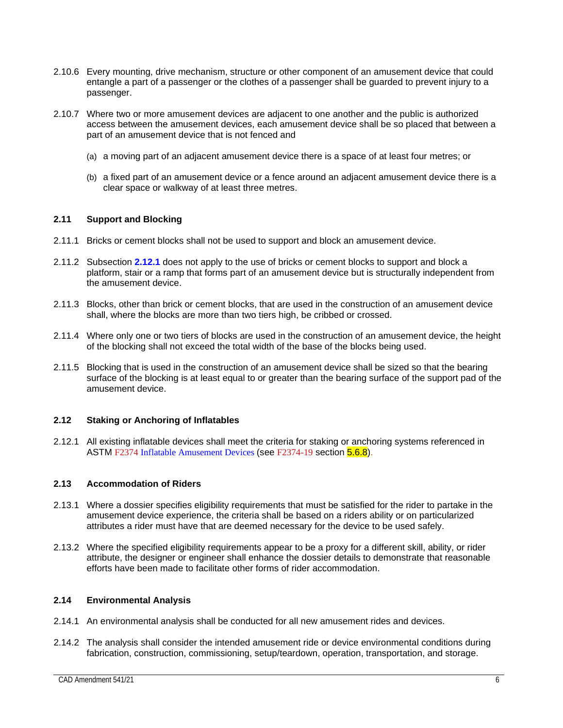2.10.6 Every mounting, drive mechanism, structure or other component of an amusement device that could entangle a part of a passenger or the clothes of a passenger shall be guarded to prevent injury to a passenger.

2.10.7 Where two or more amusement devices are adjacent to one another and the public is authorized access between the amusement devices, each amusement device shall be so placed that between a part of an amusement device that is not fenced and

(a) a moving part of an adjacent amusement device there is a space of at least four metres; or

(b) a fixed part of an amusement device or a fence around an adjacent amusement device there is a clear space or walkway of at least three metres.

### 2.11 Support and Blocking

2.11.1 Bricks or cement blocks shall not be used to support and block an amusement device.

2.11.2 Subsection **2.12.1** does not apply to the use of bricks or cement blocks to support and block a platform, stair or a ramp that forms part of an amusement device but is structurally independent from the amusement device.

2.11.3 Blocks, other than brick or cement blocks, that are used in the construction of an amusement device shall, where the blocks are more than two tiers high, be cribbed or crossed.

2.11.4 Where only one or two tiers of blocks are used in the construction of an amusement device, the height of the blocking shall not exceed the total width of the base of the blocks being used.

2.11.5 Blocking that is used in the construction of an amusement device shall be sized so that the bearing surface of the blocking is at least equal to or greater than the bearing surface of the support pad of the amusement device.

### 2.12 Staking or Anchoring of Inflatables

2.12.1 All existing inflatable devices shall meet the criteria for staking or anchoring systems referenced in ASTM F2374 Inflatable Amusement Devices (see F2374-19 section 5.6.8).

### 2.13 Accommodation of Riders

2.13.1 Where a dossier specifies eligibility requirements that must be satisfied for the rider to partake in the amusement device experience, the criteria shall be based on a riders ability or on particularized attributes a rider must have that are deemed necessary for the device to be used safely.

2.13.2 Where the specified eligibility requirements appear to be a proxy for a different skill, ability, or rider attribute, the designer or engineer shall enhance the dossier details to demonstrate that reasonable efforts have been made to facilitate other forms of rider accommodation.

### 2.14 Environmental Analysis

2.14.1 An environmental analysis shall be conducted for all new amusement rides and devices.

2.14.2 The analysis shall consider the intended amusement ride or device environmental conditions during fabrication, construction, commissioning, setup/teardown, operation, transportation, and storage.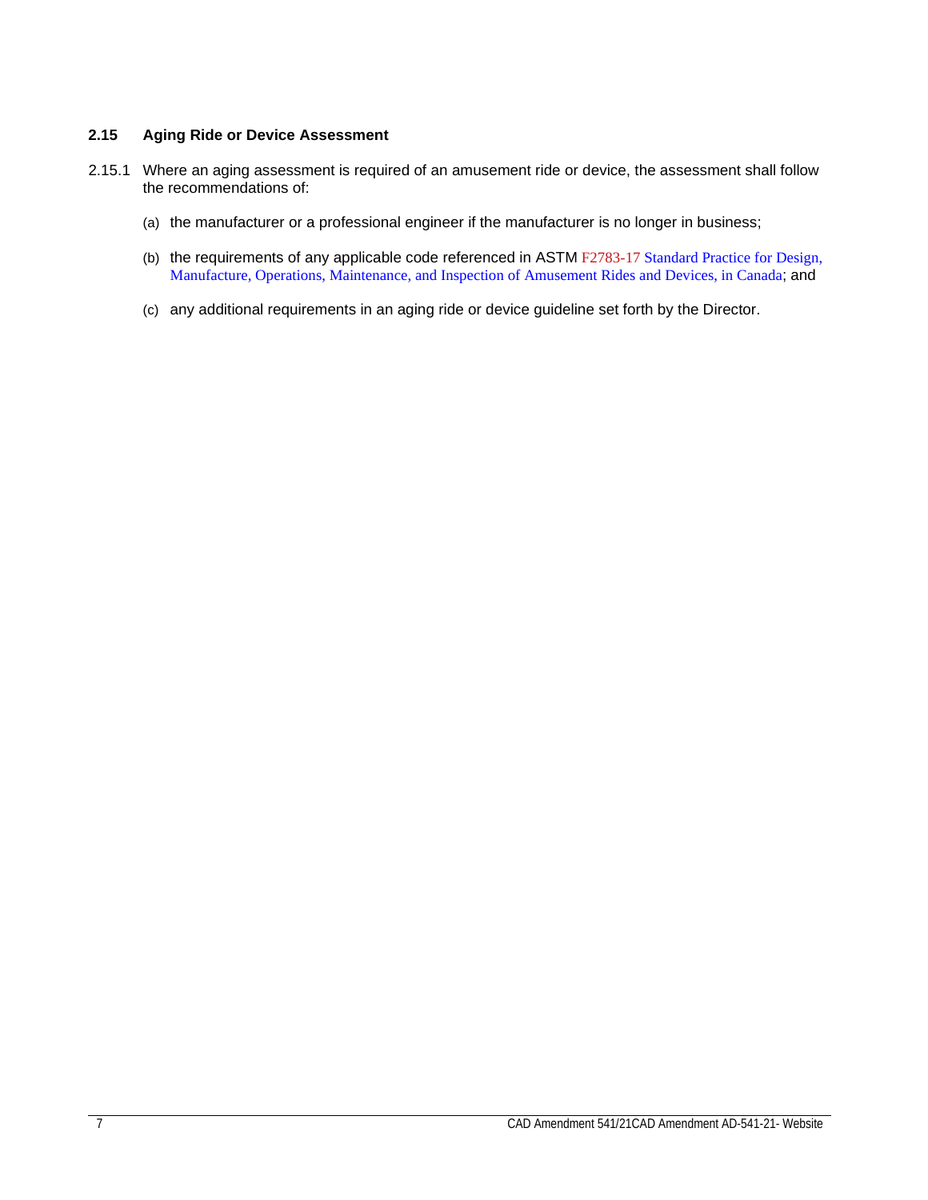### 2.15 Aging Ride or Device Assessment

2.15.1 Where an aging assessment is required of an amusement ride or device, the assessment shall follow the recommendations of:

(a) the manufacturer or a professional engineer if the manufacturer is no longer in business;

(b) the requirements of any applicable code referenced in ASTM F2783-17 Standard Practice for Design, Manufacture, Operations, Maintenance, and Inspection of Amusement Rides and Devices, in Canada; and

(c) any additional requirements in an aging ride or device guideline set forth by the Director.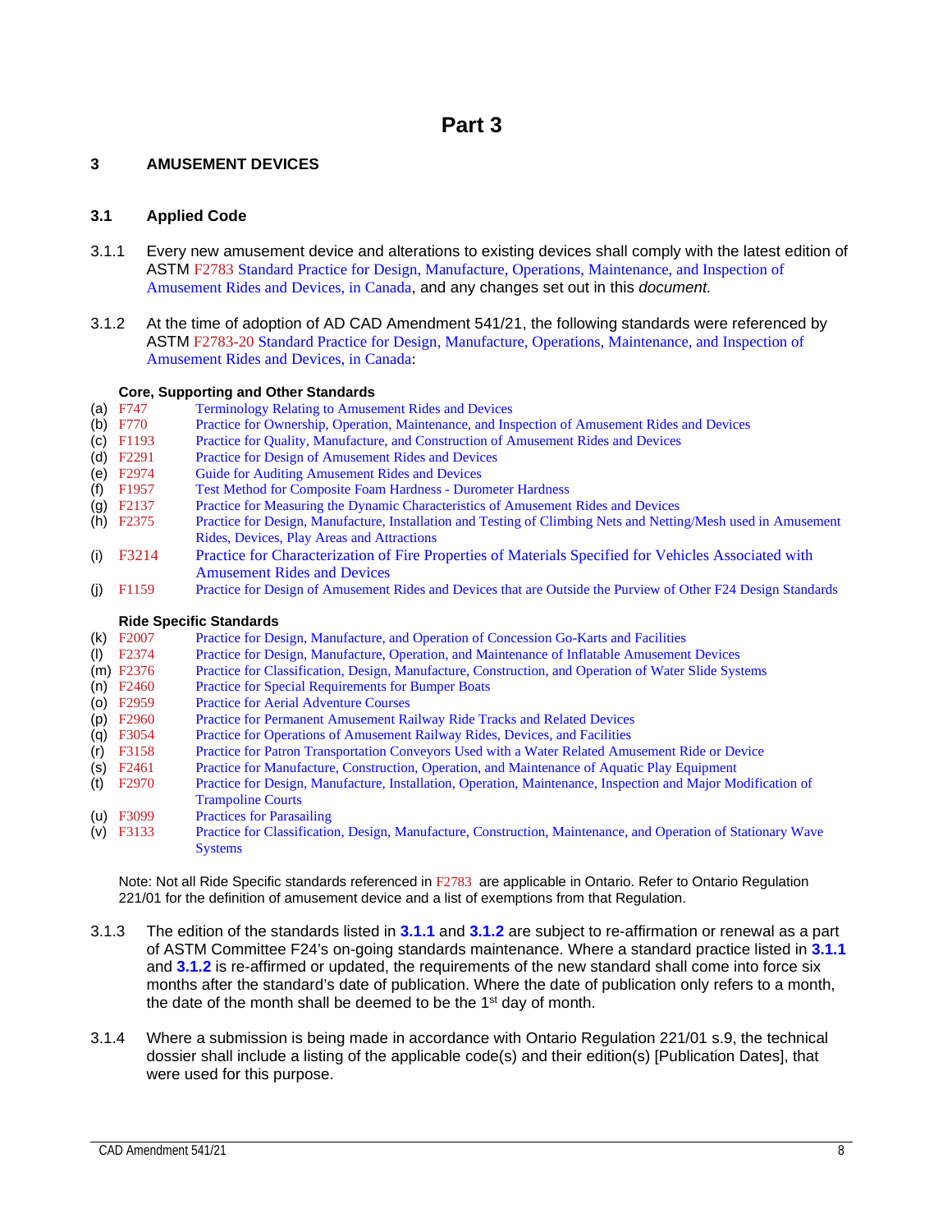# Part 3

## 3 AMUSEMENT DEVICES

### 3.1 Applied Code

3.1.1 Every new amusement device and alterations to existing devices shall comply with the latest edition of ASTM F2783 Standard Practice for Design, Manufacture, Operations, Maintenance, and Inspection of Amusement Rides and Devices, in Canada, and any changes set out in this *document.*

3.1.2 At the time of adoption of AD CAD Amendment 541/21, the following standards were referenced by ASTM F2783-20 Standard Practice for Design, Manufacture, Operations, Maintenance, and Inspection of Amusement Rides and Devices, in Canada:

**Core, Supporting and Other Standards**

- (a) F747 Terminology Relating to Amusement Rides and Devices
- (b) F770 Practice for Ownership, Operation, Maintenance, and Inspection of Amusement Rides and Devices
- (c) F1193 Practice for Quality, Manufacture, and Construction of Amusement Rides and Devices
- (d) F2291 Practice for Design of Amusement Rides and Devices
- (e) F2974 Guide for Auditing Amusement Rides and Devices
- (f) F1957 Test Method for Composite Foam Hardness - Durometer Hardness
- (g) F2137 Practice for Measuring the Dynamic Characteristics of Amusement Rides and Devices
- (h) F2375 Practice for Design, Manufacture, Installation and Testing of Climbing Nets and Netting/Mesh used in Amusement Rides, Devices, Play Areas and Attractions
- (i) F3214 Practice for Characterization of Fire Properties of Materials Specified for Vehicles Associated with Amusement Rides and Devices
- (j) F1159 Practice for Design of Amusement Rides and Devices that are Outside the Purview of Other F24 Design Standards

**Ride Specific Standards**

- (k) F2007 Practice for Design, Manufacture, and Operation of Concession Go-Karts and Facilities
- (l) F2374 Practice for Design, Manufacture, Operation, and Maintenance of Inflatable Amusement Devices
- (m) F2376 Practice for Classification, Design, Manufacture, Construction, and Operation of Water Slide Systems
- (n) F2460 Practice for Special Requirements for Bumper Boats
- (o) F2959 Practice for Aerial Adventure Courses
- (p) F2960 Practice for Permanent Amusement Railway Ride Tracks and Related Devices
- (q) F3054 Practice for Operations of Amusement Railway Rides, Devices, and Facilities
- (r) F3158 Practice for Patron Transportation Conveyors Used with a Water Related Amusement Ride or Device
- (s) F2461 Practice for Manufacture, Construction, Operation, and Maintenance of Aquatic Play Equipment
- (t) F2970 Practice for Design, Manufacture, Installation, Operation, Maintenance, Inspection and Major Modification of Trampoline Courts
- (u) F3099 Practices for Parasailing
- (v) F3133 Practice for Classification, Design, Manufacture, Construction, Maintenance, and Operation of Stationary Wave Systems

Note: Not all Ride Specific standards referenced in F2783 are applicable in Ontario. Refer to Ontario Regulation 221/01 for the definition of amusement device and a list of exemptions from that Regulation.

3.1.3 The edition of the standards listed in **3.1.1** and **3.1.2** are subject to re-affirmation or renewal as a part of ASTM Committee F24's on-going standards maintenance. Where a standard practice listed in **3.1.1** and **3.1.2** is re-affirmed or updated, the requirements of the new standard shall come into force six months after the standard's date of publication. Where the date of publication only refers to a month, the date of the month shall be deemed to be the 1st day of month.

3.1.4 Where a submission is being made in accordance with Ontario Regulation 221/01 s.9, the technical dossier shall include a listing of the applicable code(s) and their edition(s) [Publication Dates], that were used for this purpose.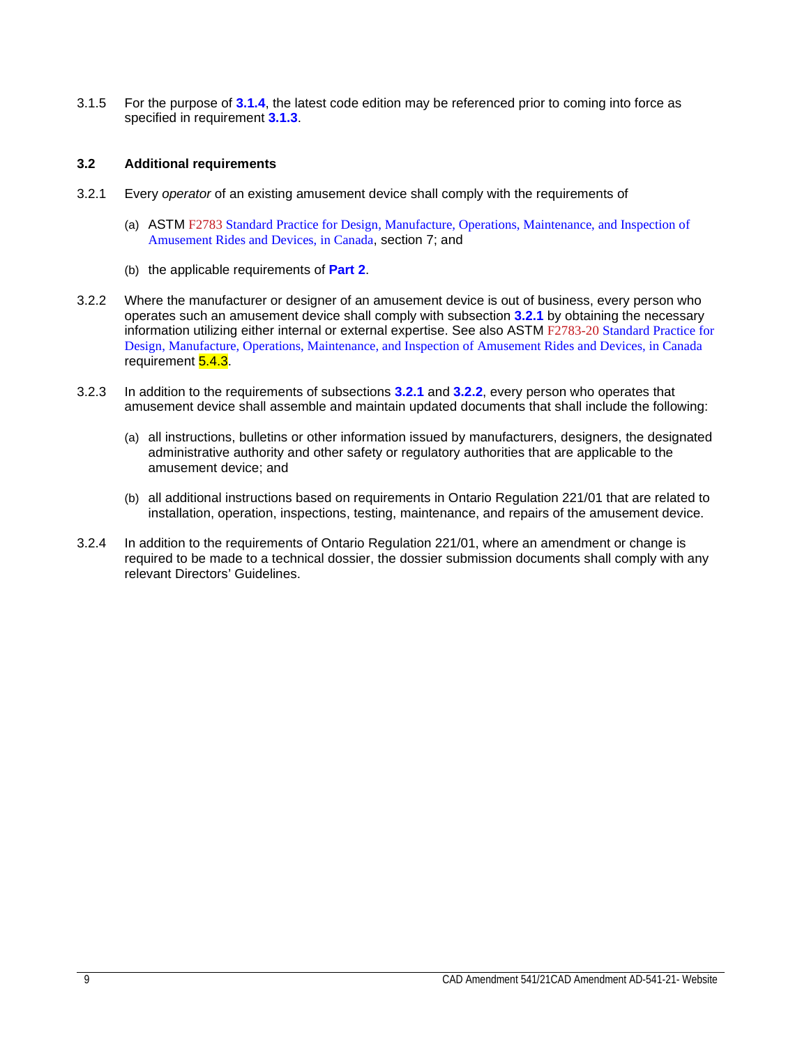3.1.5 For the purpose of **3.1.4**, the latest code edition may be referenced prior to coming into force as specified in requirement **3.1.3**.

### 3.2 Additional requirements

3.2.1 Every *operator* of an existing amusement device shall comply with the requirements of

(a) ASTM F2783 Standard Practice for Design, Manufacture, Operations, Maintenance, and Inspection of Amusement Rides and Devices, in Canada, section 7; and

(b) the applicable requirements of **Part 2**.

3.2.2 Where the manufacturer or designer of an amusement device is out of business, every person who operates such an amusement device shall comply with subsection **3.2.1** by obtaining the necessary information utilizing either internal or external expertise. See also ASTM F2783-20 Standard Practice for Design, Manufacture, Operations, Maintenance, and Inspection of Amusement Rides and Devices, in Canada requirement 5.4.3.

3.2.3 In addition to the requirements of subsections **3.2.1** and **3.2.2**, every person who operates that amusement device shall assemble and maintain updated documents that shall include the following:

(a) all instructions, bulletins or other information issued by manufacturers, designers, the designated administrative authority and other safety or regulatory authorities that are applicable to the amusement device; and

(b) all additional instructions based on requirements in Ontario Regulation 221/01 that are related to installation, operation, inspections, testing, maintenance, and repairs of the amusement device.

3.2.4 In addition to the requirements of Ontario Regulation 221/01, where an amendment or change is required to be made to a technical dossier, the dossier submission documents shall comply with any relevant Directors' Guidelines.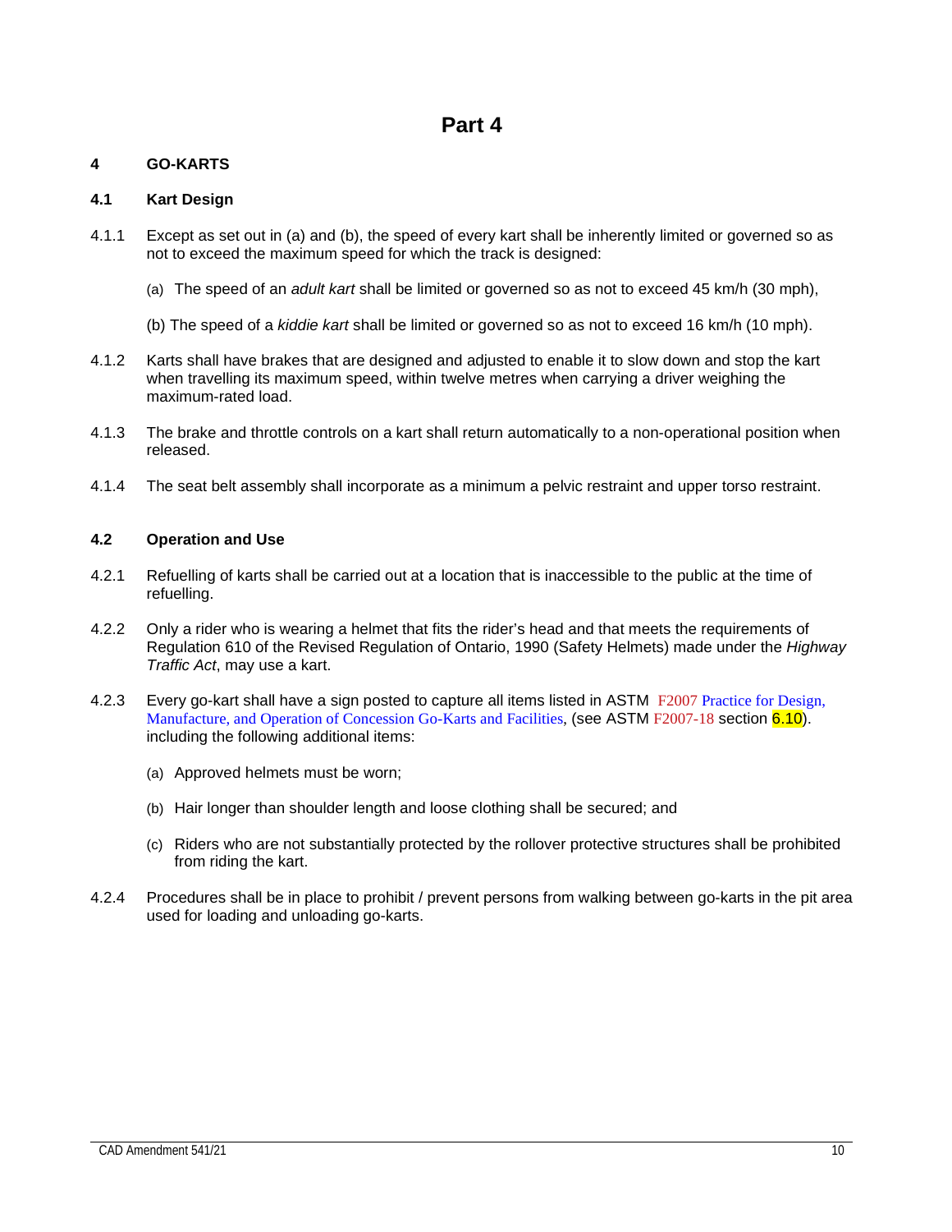# Part 4

## 4 GO-KARTS

### 4.1 Kart Design

4.1.1 Except as set out in (a) and (b), the speed of every kart shall be inherently limited or governed so as not to exceed the maximum speed for which the track is designed:

(a) The speed of an *adult kart* shall be limited or governed so as not to exceed 45 km/h (30 mph),

(b) The speed of a *kiddie kart* shall be limited or governed so as not to exceed 16 km/h (10 mph).

4.1.2 Karts shall have brakes that are designed and adjusted to enable it to slow down and stop the kart when travelling its maximum speed, within twelve metres when carrying a driver weighing the maximum-rated load.

4.1.3 The brake and throttle controls on a kart shall return automatically to a non-operational position when released.

4.1.4 The seat belt assembly shall incorporate as a minimum a pelvic restraint and upper torso restraint.

### 4.2 Operation and Use

4.2.1 Refuelling of karts shall be carried out at a location that is inaccessible to the public at the time of refuelling.

4.2.2 Only a rider who is wearing a helmet that fits the rider's head and that meets the requirements of Regulation 610 of the Revised Regulation of Ontario, 1990 (Safety Helmets) made under the *Highway Traffic Act*, may use a kart.

4.2.3 Every go-kart shall have a sign posted to capture all items listed in ASTM F2007 Practice for Design, Manufacture, and Operation of Concession Go-Karts and Facilities, (see ASTM F2007-18 section 6.10). including the following additional items:

(a) Approved helmets must be worn;

(b) Hair longer than shoulder length and loose clothing shall be secured; and

(c) Riders who are not substantially protected by the rollover protective structures shall be prohibited from riding the kart.

4.2.4 Procedures shall be in place to prohibit / prevent persons from walking between go-karts in the pit area used for loading and unloading go-karts.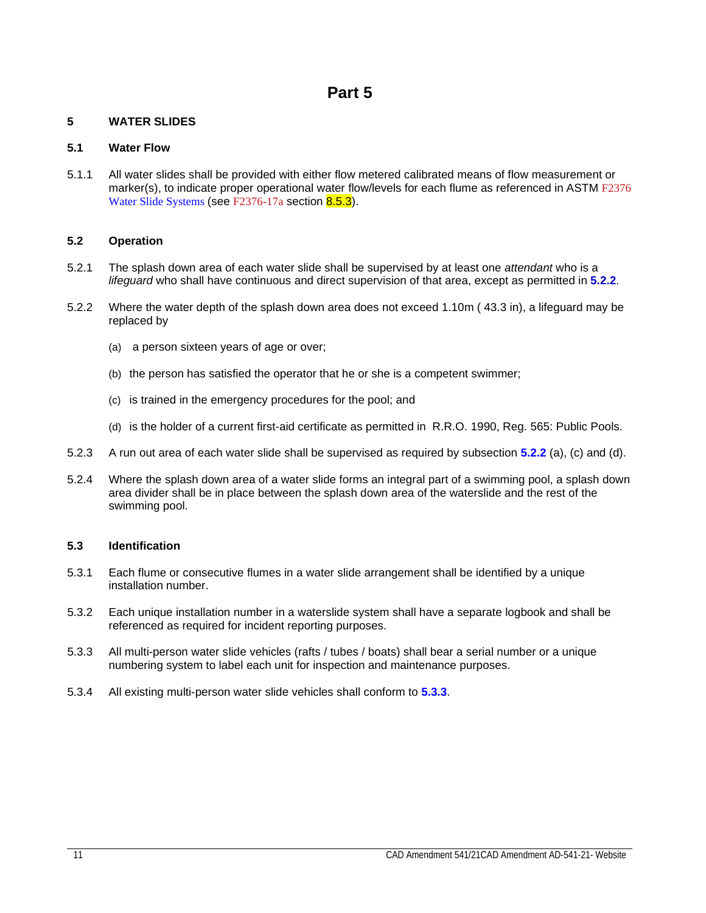# Part 5

## 5 WATER SLIDES

### 5.1 Water Flow

5.1.1 All water slides shall be provided with either flow metered calibrated means of flow measurement or marker(s), to indicate proper operational water flow/levels for each flume as referenced in ASTM F2376 Water Slide Systems (see F2376-17a section 8.5.3).

### 5.2 Operation

5.2.1 The splash down area of each water slide shall be supervised by at least one *attendant* who is a *lifeguard* who shall have continuous and direct supervision of that area, except as permitted in **5.2.2**.

5.2.2 Where the water depth of the splash down area does not exceed 1.10m ( 43.3 in), a lifeguard may be replaced by

- (a) a person sixteen years of age or over;
- (b) the person has satisfied the operator that he or she is a competent swimmer;
- (c) is trained in the emergency procedures for the pool; and
- (d) is the holder of a current first-aid certificate as permitted in R.R.O. 1990, Reg. 565: Public Pools.

5.2.3 A run out area of each water slide shall be supervised as required by subsection **5.2.2** (a), (c) and (d).

5.2.4 Where the splash down area of a water slide forms an integral part of a swimming pool, a splash down area divider shall be in place between the splash down area of the waterslide and the rest of the swimming pool.

### 5.3 Identification

5.3.1 Each flume or consecutive flumes in a water slide arrangement shall be identified by a unique installation number.

5.3.2 Each unique installation number in a waterslide system shall have a separate logbook and shall be referenced as required for incident reporting purposes.

5.3.3 All multi-person water slide vehicles (rafts / tubes / boats) shall bear a serial number or a unique numbering system to label each unit for inspection and maintenance purposes.

5.3.4 All existing multi-person water slide vehicles shall conform to **5.3.3**.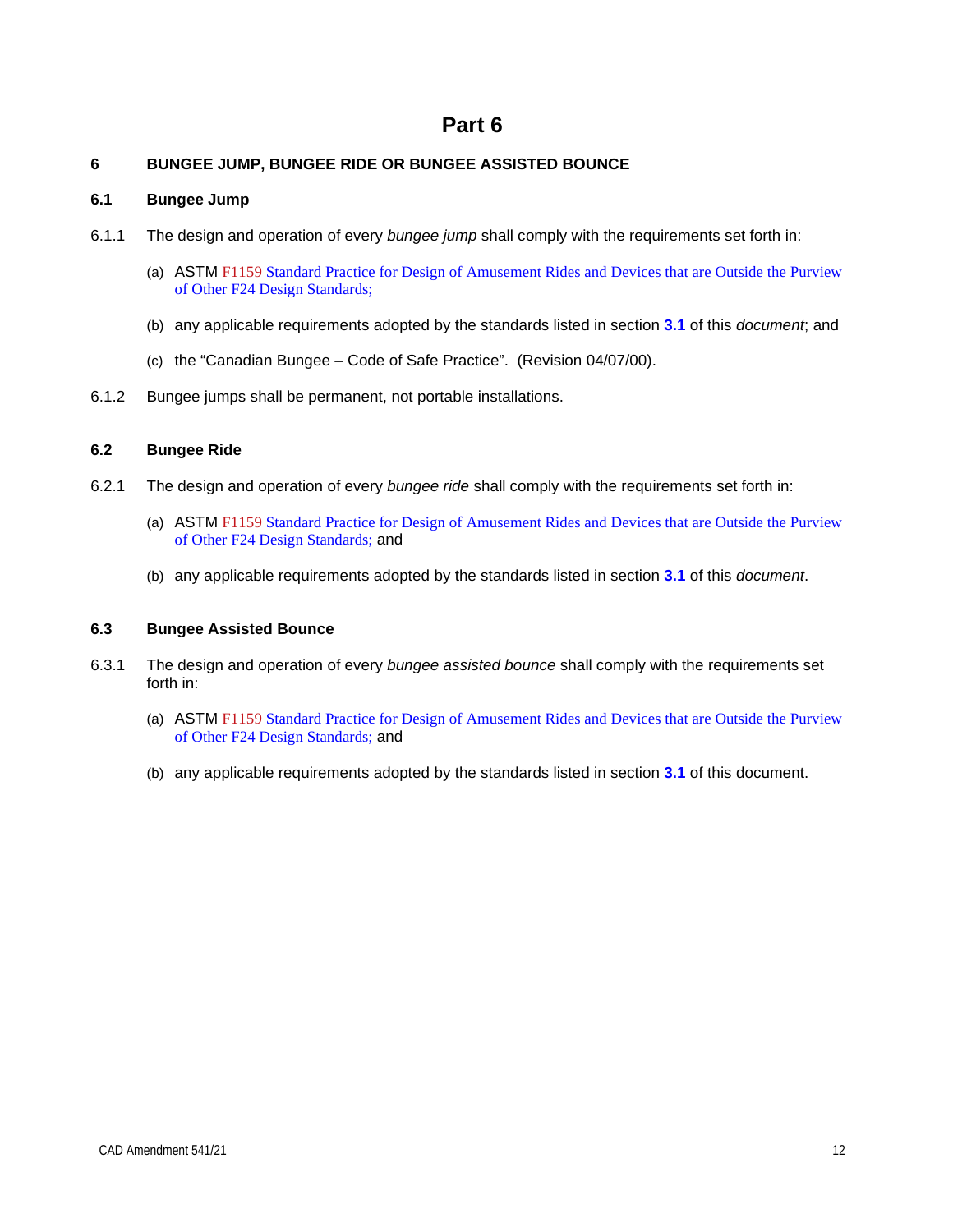# Part 6

## 6 BUNGEE JUMP, BUNGEE RIDE OR BUNGEE ASSISTED BOUNCE

### 6.1 Bungee Jump

6.1.1 The design and operation of every *bungee jump* shall comply with the requirements set forth in:

(a) ASTM F1159 Standard Practice for Design of Amusement Rides and Devices that are Outside the Purview of Other F24 Design Standards;

(b) any applicable requirements adopted by the standards listed in section **3.1** of this *document*; and

(c) the "Canadian Bungee – Code of Safe Practice". (Revision 04/07/00).

6.1.2 Bungee jumps shall be permanent, not portable installations.

### 6.2 Bungee Ride

6.2.1 The design and operation of every *bungee ride* shall comply with the requirements set forth in:

(a) ASTM F1159 Standard Practice for Design of Amusement Rides and Devices that are Outside the Purview of Other F24 Design Standards; and

(b) any applicable requirements adopted by the standards listed in section **3.1** of this *document*.

### 6.3 Bungee Assisted Bounce

6.3.1 The design and operation of every *bungee assisted bounce* shall comply with the requirements set forth in:

(a) ASTM F1159 Standard Practice for Design of Amusement Rides and Devices that are Outside the Purview of Other F24 Design Standards; and

(b) any applicable requirements adopted by the standards listed in section **3.1** of this document.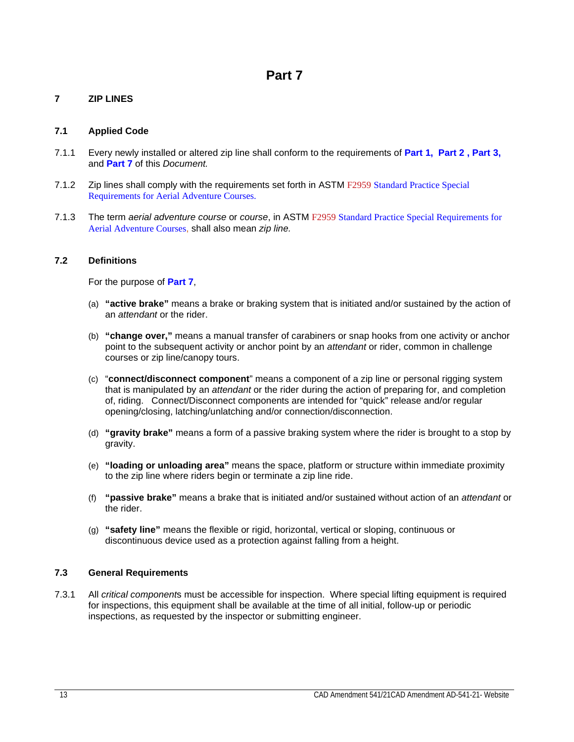# Part 7

## 7 ZIP LINES

### 7.1 Applied Code

7.1.1 Every newly installed or altered zip line shall conform to the requirements of **Part 1, Part 2 , Part 3,** and **Part 7** of this *Document.*

7.1.2 Zip lines shall comply with the requirements set forth in ASTM F2959 Standard Practice Special Requirements for Aerial Adventure Courses.

7.1.3 The term *aerial adventure course* or *course*, in ASTM F2959 Standard Practice Special Requirements for Aerial Adventure Courses, shall also mean *zip line.*

### 7.2 Definitions

For the purpose of **Part 7**,

(a) **"active brake"** means a brake or braking system that is initiated and/or sustained by the action of an *attendant* or the rider.

(b) **"change over,"** means a manual transfer of carabiners or snap hooks from one activity or anchor point to the subsequent activity or anchor point by an *attendant* or rider, common in challenge courses or zip line/canopy tours.

(c) "**connect/disconnect component**" means a component of a zip line or personal rigging system that is manipulated by an *attendant* or the rider during the action of preparing for, and completion of, riding. Connect/Disconnect components are intended for "quick" release and/or regular opening/closing, latching/unlatching and/or connection/disconnection.

(d) **"gravity brake"** means a form of a passive braking system where the rider is brought to a stop by gravity.

(e) **"loading or unloading area"** means the space, platform or structure within immediate proximity to the zip line where riders begin or terminate a zip line ride.

(f) **"passive brake"** means a brake that is initiated and/or sustained without action of an *attendant* or the rider.

(g) **"safety line"** means the flexible or rigid, horizontal, vertical or sloping, continuous or discontinuous device used as a protection against falling from a height.

### 7.3 General Requirements

7.3.1 All *critical component*s must be accessible for inspection. Where special lifting equipment is required for inspections, this equipment shall be available at the time of all initial, follow-up or periodic inspections, as requested by the inspector or submitting engineer.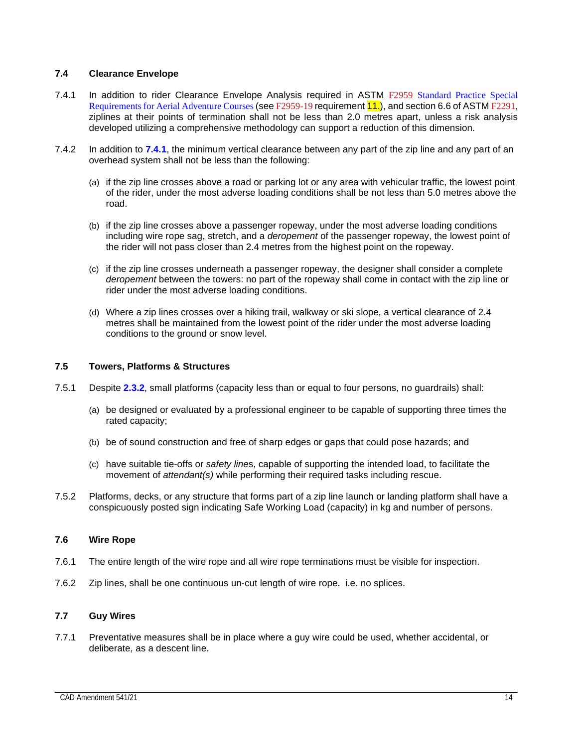### 7.4 Clearance Envelope

7.4.1 In addition to rider Clearance Envelope Analysis required in ASTM F2959 Standard Practice Special Requirements for Aerial Adventure Courses (see F2959-19 requirement 11.), and section 6.6 of ASTM F2291, ziplines at their points of termination shall not be less than 2.0 metres apart, unless a risk analysis developed utilizing a comprehensive methodology can support a reduction of this dimension.

7.4.2 In addition to **7.4.1**, the minimum vertical clearance between any part of the zip line and any part of an overhead system shall not be less than the following:

(a) if the zip line crosses above a road or parking lot or any area with vehicular traffic, the lowest point of the rider, under the most adverse loading conditions shall be not less than 5.0 metres above the road.

(b) if the zip line crosses above a passenger ropeway, under the most adverse loading conditions including wire rope sag, stretch, and a *deropement* of the passenger ropeway, the lowest point of the rider will not pass closer than 2.4 metres from the highest point on the ropeway.

(c) if the zip line crosses underneath a passenger ropeway, the designer shall consider a complete *deropement* between the towers: no part of the ropeway shall come in contact with the zip line or rider under the most adverse loading conditions.

(d) Where a zip lines crosses over a hiking trail, walkway or ski slope, a vertical clearance of 2.4 metres shall be maintained from the lowest point of the rider under the most adverse loading conditions to the ground or snow level.

### 7.5 Towers, Platforms & Structures

7.5.1 Despite **2.3.2**, small platforms (capacity less than or equal to four persons, no guardrails) shall:

(a) be designed or evaluated by a professional engineer to be capable of supporting three times the rated capacity;

(b) be of sound construction and free of sharp edges or gaps that could pose hazards; and

(c) have suitable tie-offs or *safety lines*, capable of supporting the intended load, to facilitate the movement of *attendant(s)* while performing their required tasks including rescue.

7.5.2 Platforms, decks, or any structure that forms part of a zip line launch or landing platform shall have a conspicuously posted sign indicating Safe Working Load (capacity) in kg and number of persons.

### 7.6 Wire Rope

7.6.1 The entire length of the wire rope and all wire rope terminations must be visible for inspection.

7.6.2 Zip lines, shall be one continuous un-cut length of wire rope. i.e. no splices.

### 7.7 Guy Wires

7.7.1 Preventative measures shall be in place where a guy wire could be used, whether accidental, or deliberate, as a descent line.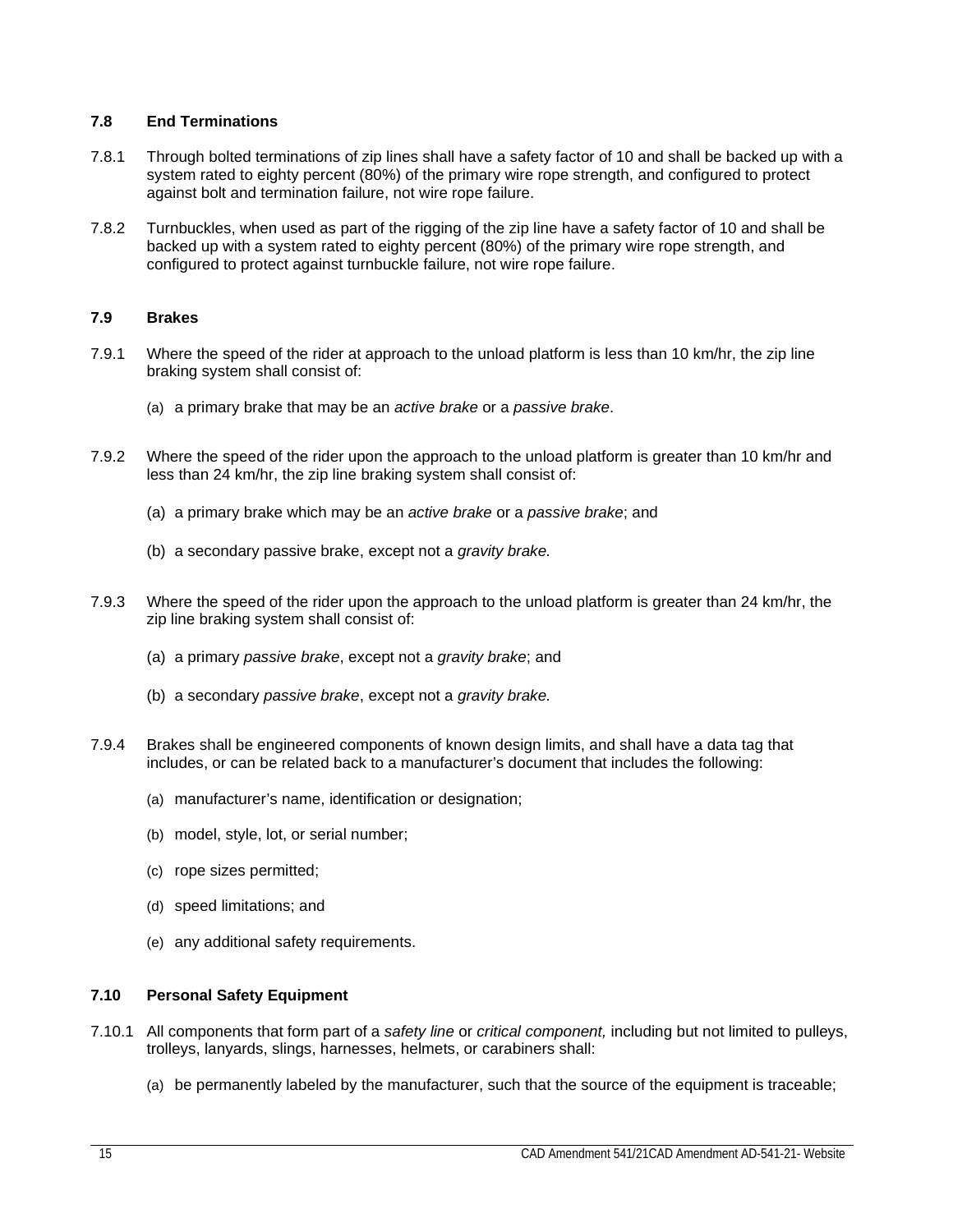### 7.8 End Terminations

7.8.1 Through bolted terminations of zip lines shall have a safety factor of 10 and shall be backed up with a system rated to eighty percent (80%) of the primary wire rope strength, and configured to protect against bolt and termination failure, not wire rope failure.

7.8.2 Turnbuckles, when used as part of the rigging of the zip line have a safety factor of 10 and shall be backed up with a system rated to eighty percent (80%) of the primary wire rope strength, and configured to protect against turnbuckle failure, not wire rope failure.

### 7.9 Brakes

7.9.1 Where the speed of the rider at approach to the unload platform is less than 10 km/hr, the zip line braking system shall consist of:

(a) a primary brake that may be an *active brake* or a *passive brake*.

7.9.2 Where the speed of the rider upon the approach to the unload platform is greater than 10 km/hr and less than 24 km/hr, the zip line braking system shall consist of:

(a) a primary brake which may be an *active brake* or a *passive brake*; and

(b) a secondary passive brake, except not a *gravity brake.*

7.9.3 Where the speed of the rider upon the approach to the unload platform is greater than 24 km/hr, the zip line braking system shall consist of:

(a) a primary *passive brake*, except not a *gravity brake*; and

(b) a secondary *passive brake*, except not a *gravity brake.*

7.9.4 Brakes shall be engineered components of known design limits, and shall have a data tag that includes, or can be related back to a manufacturer's document that includes the following:

(a) manufacturer's name, identification or designation;

(b) model, style, lot, or serial number;

(c) rope sizes permitted;

(d) speed limitations; and

(e) any additional safety requirements.

### 7.10 Personal Safety Equipment

7.10.1 All components that form part of a *safety line* or *critical component,* including but not limited to pulleys, trolleys, lanyards, slings, harnesses, helmets, or carabiners shall:

(a) be permanently labeled by the manufacturer, such that the source of the equipment is traceable;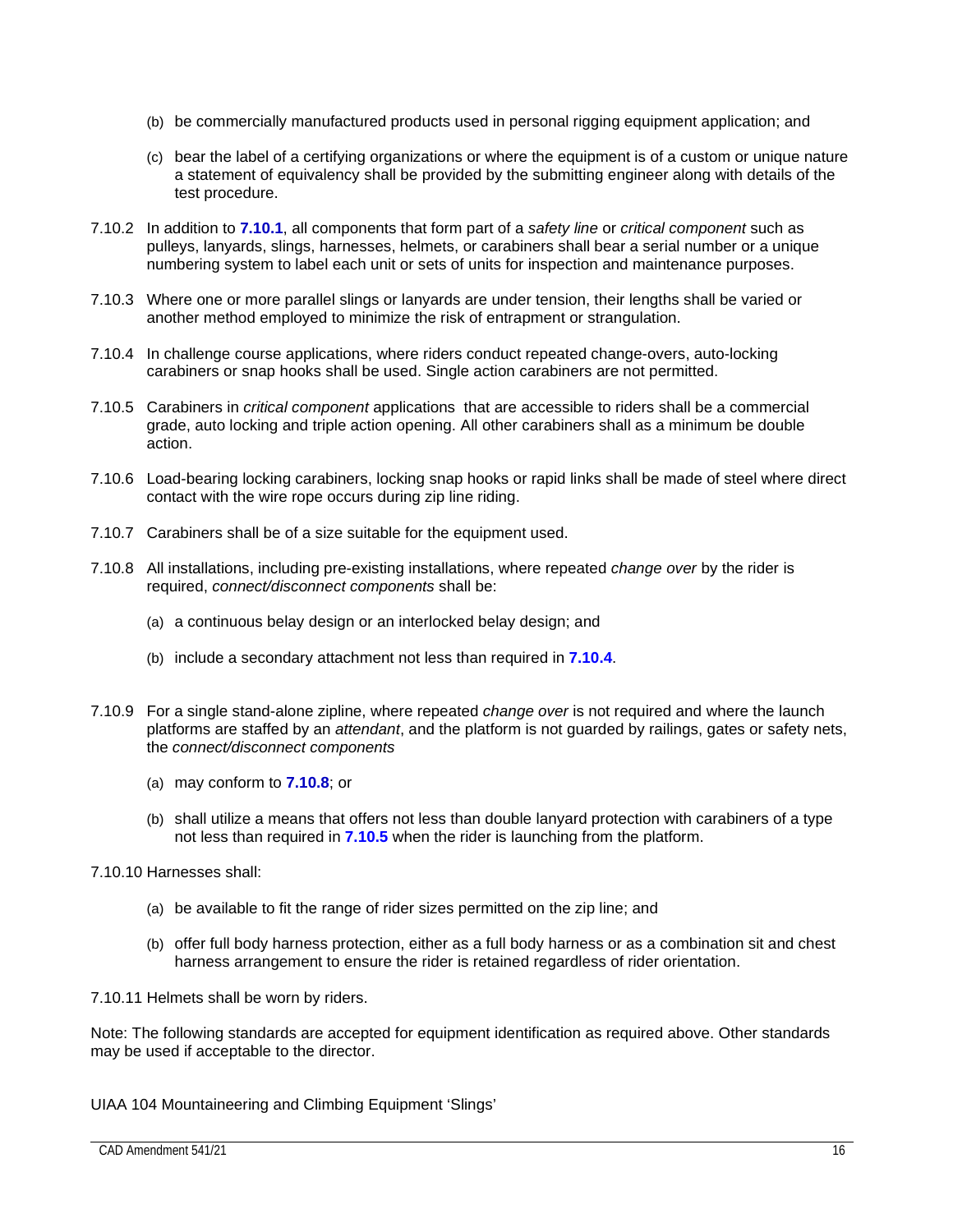(b) be commercially manufactured products used in personal rigging equipment application; and

(c) bear the label of a certifying organizations or where the equipment is of a custom or unique nature a statement of equivalency shall be provided by the submitting engineer along with details of the test procedure.

7.10.2 In addition to **7.10.1**, all components that form part of a *safety line* or *critical component* such as pulleys, lanyards, slings, harnesses, helmets, or carabiners shall bear a serial number or a unique numbering system to label each unit or sets of units for inspection and maintenance purposes.

7.10.3 Where one or more parallel slings or lanyards are under tension, their lengths shall be varied or another method employed to minimize the risk of entrapment or strangulation.

7.10.4 In challenge course applications, where riders conduct repeated change-overs, auto-locking carabiners or snap hooks shall be used. Single action carabiners are not permitted.

7.10.5 Carabiners in *critical component* applications that are accessible to riders shall be a commercial grade, auto locking and triple action opening. All other carabiners shall as a minimum be double action.

7.10.6 Load-bearing locking carabiners, locking snap hooks or rapid links shall be made of steel where direct contact with the wire rope occurs during zip line riding.

7.10.7 Carabiners shall be of a size suitable for the equipment used.

7.10.8 All installations, including pre-existing installations, where repeated *change over* by the rider is required, *connect/disconnect components* shall be:

(a) a continuous belay design or an interlocked belay design; and

(b) include a secondary attachment not less than required in **7.10.4**.

7.10.9 For a single stand-alone zipline, where repeated *change over* is not required and where the launch platforms are staffed by an *attendant*, and the platform is not guarded by railings, gates or safety nets, the *connect/disconnect components*

(a) may conform to **7.10.8**; or

(b) shall utilize a means that offers not less than double lanyard protection with carabiners of a type not less than required in **7.10.5** when the rider is launching from the platform.

7.10.10 Harnesses shall:

(a) be available to fit the range of rider sizes permitted on the zip line; and

(b) offer full body harness protection, either as a full body harness or as a combination sit and chest harness arrangement to ensure the rider is retained regardless of rider orientation.

7.10.11 Helmets shall be worn by riders.

Note: The following standards are accepted for equipment identification as required above. Other standards may be used if acceptable to the director.

UIAA 104 Mountaineering and Climbing Equipment 'Slings'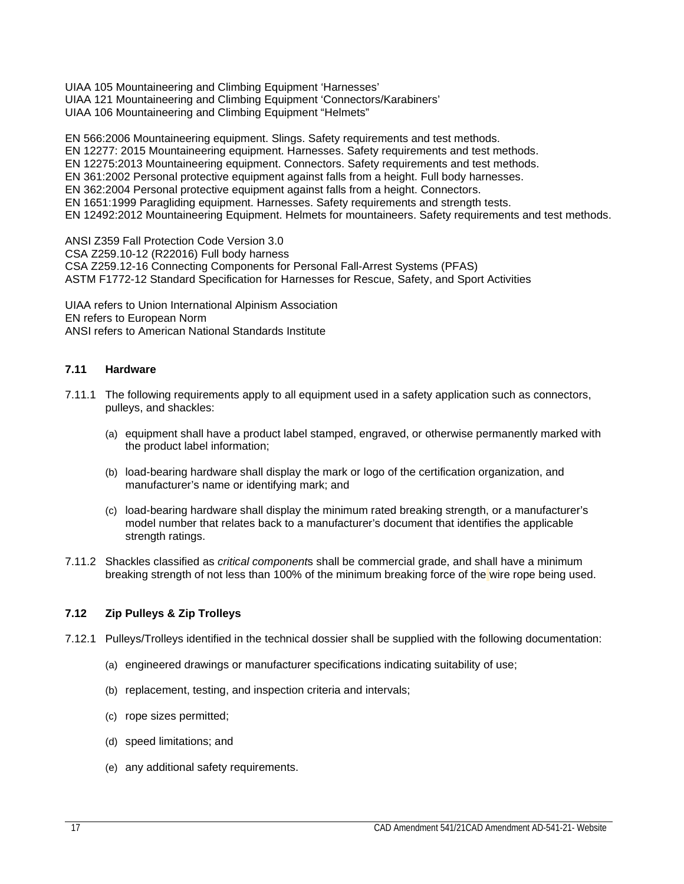UIAA 105 Mountaineering and Climbing Equipment ‘Harnesses’
UIAA 121 Mountaineering and Climbing Equipment ‘Connectors/Karabiners’
UIAA 106 Mountaineering and Climbing Equipment “Helmets”

EN 566:2006 Mountaineering equipment. Slings. Safety requirements and test methods.
EN 12277: 2015 Mountaineering equipment. Harnesses. Safety requirements and test methods.
EN 12275:2013 Mountaineering equipment. Connectors. Safety requirements and test methods.
EN 361:2002 Personal protective equipment against falls from a height. Full body harnesses.
EN 362:2004 Personal protective equipment against falls from a height. Connectors.
EN 1651:1999 Paragliding equipment. Harnesses. Safety requirements and strength tests.
EN 12492:2012 Mountaineering Equipment. Helmets for mountaineers. Safety requirements and test methods.

ANSI Z359 Fall Protection Code Version 3.0
CSA Z259.10-12 (R22016) Full body harness
CSA Z259.12-16 Connecting Components for Personal Fall-Arrest Systems (PFAS)
ASTM F1772-12 Standard Specification for Harnesses for Rescue, Safety, and Sport Activities

UIAA refers to Union International Alpinism Association
EN refers to European Norm
ANSI refers to American National Standards Institute

### 7.11 Hardware

7.11.1 The following requirements apply to all equipment used in a safety application such as connectors, pulleys, and shackles:

(a) equipment shall have a product label stamped, engraved, or otherwise permanently marked with the product label information;

(b) load-bearing hardware shall display the mark or logo of the certification organization, and manufacturer’s name or identifying mark; and

(c) load-bearing hardware shall display the minimum rated breaking strength, or a manufacturer’s model number that relates back to a manufacturer’s document that identifies the applicable strength ratings.

7.11.2 Shackles classified as *critical component*s shall be commercial grade, and shall have a minimum breaking strength of not less than 100% of the minimum breaking force of the wire rope being used.

### 7.12 Zip Pulleys & Zip Trolleys

7.12.1 Pulleys/Trolleys identified in the technical dossier shall be supplied with the following documentation:

(a) engineered drawings or manufacturer specifications indicating suitability of use;

(b) replacement, testing, and inspection criteria and intervals;

(c) rope sizes permitted;

(d) speed limitations; and

(e) any additional safety requirements.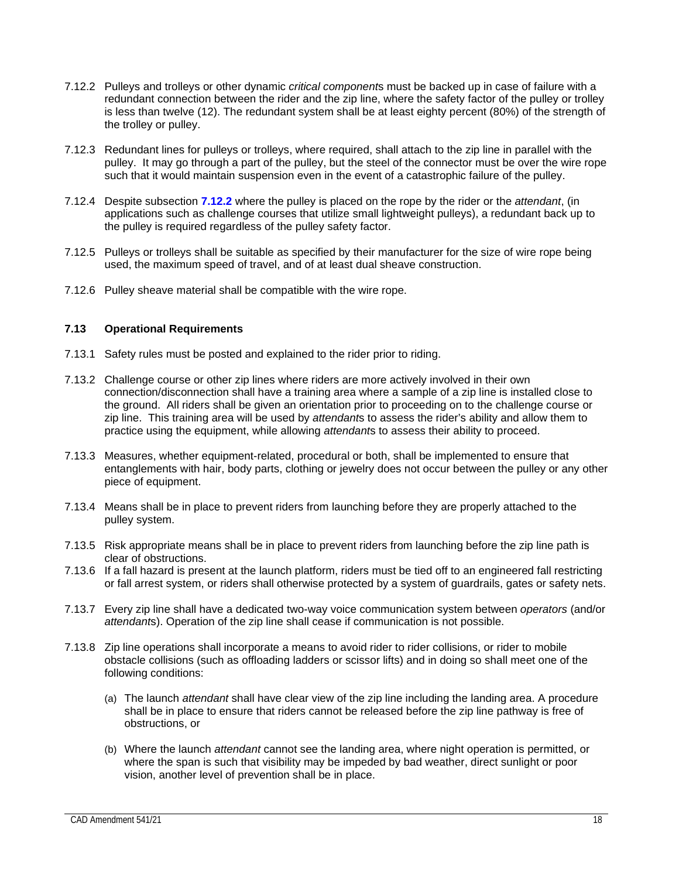7.12.2 Pulleys and trolleys or other dynamic *critical component*s must be backed up in case of failure with a redundant connection between the rider and the zip line, where the safety factor of the pulley or trolley is less than twelve (12). The redundant system shall be at least eighty percent (80%) of the strength of the trolley or pulley.

7.12.3 Redundant lines for pulleys or trolleys, where required, shall attach to the zip line in parallel with the pulley. It may go through a part of the pulley, but the steel of the connector must be over the wire rope such that it would maintain suspension even in the event of a catastrophic failure of the pulley.

7.12.4 Despite subsection **7.12.2** where the pulley is placed on the rope by the rider or the *attendant*, (in applications such as challenge courses that utilize small lightweight pulleys), a redundant back up to the pulley is required regardless of the pulley safety factor.

7.12.5 Pulleys or trolleys shall be suitable as specified by their manufacturer for the size of wire rope being used, the maximum speed of travel, and of at least dual sheave construction.

7.12.6 Pulley sheave material shall be compatible with the wire rope.

### 7.13 Operational Requirements

7.13.1 Safety rules must be posted and explained to the rider prior to riding.

7.13.2 Challenge course or other zip lines where riders are more actively involved in their own connection/disconnection shall have a training area where a sample of a zip line is installed close to the ground. All riders shall be given an orientation prior to proceeding on to the challenge course or zip line. This training area will be used by *attendant*s to assess the rider's ability and allow them to practice using the equipment, while allowing *attendant*s to assess their ability to proceed.

7.13.3 Measures, whether equipment-related, procedural or both, shall be implemented to ensure that entanglements with hair, body parts, clothing or jewelry does not occur between the pulley or any other piece of equipment.

7.13.4 Means shall be in place to prevent riders from launching before they are properly attached to the pulley system.

7.13.5 Risk appropriate means shall be in place to prevent riders from launching before the zip line path is clear of obstructions.

7.13.6 If a fall hazard is present at the launch platform, riders must be tied off to an engineered fall restricting or fall arrest system, or riders shall otherwise protected by a system of guardrails, gates or safety nets.

7.13.7 Every zip line shall have a dedicated two-way voice communication system between *operators* (and/or *attendant*s). Operation of the zip line shall cease if communication is not possible.

7.13.8 Zip line operations shall incorporate a means to avoid rider to rider collisions, or rider to mobile obstacle collisions (such as offloading ladders or scissor lifts) and in doing so shall meet one of the following conditions:

(a) The launch *attendant* shall have clear view of the zip line including the landing area. A procedure shall be in place to ensure that riders cannot be released before the zip line pathway is free of obstructions, or

(b) Where the launch *attendant* cannot see the landing area, where night operation is permitted, or where the span is such that visibility may be impeded by bad weather, direct sunlight or poor vision, another level of prevention shall be in place.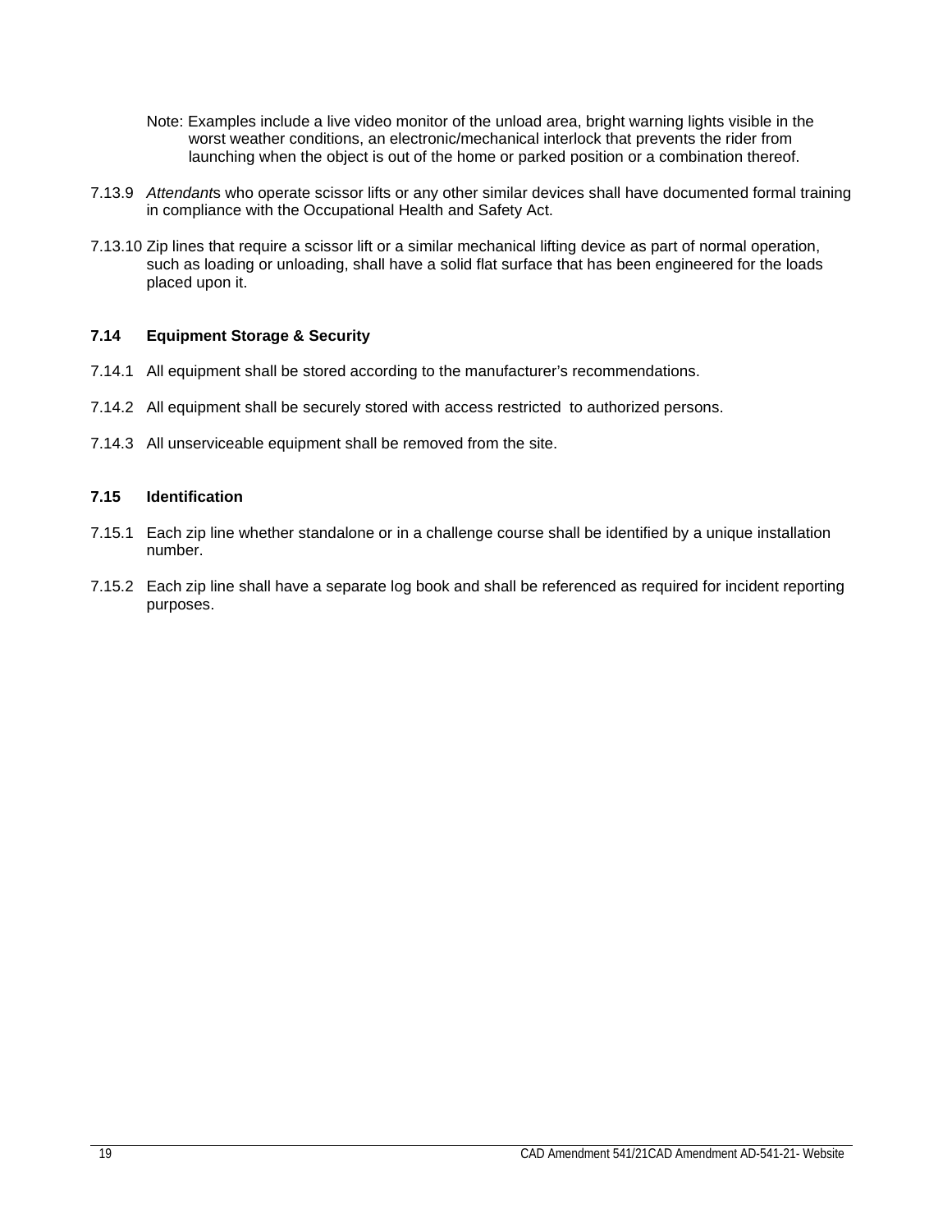Note: Examples include a live video monitor of the unload area, bright warning lights visible in the worst weather conditions, an electronic/mechanical interlock that prevents the rider from launching when the object is out of the home or parked position or a combination thereof.

7.13.9 *Attendant*s who operate scissor lifts or any other similar devices shall have documented formal training in compliance with the Occupational Health and Safety Act.

7.13.10 Zip lines that require a scissor lift or a similar mechanical lifting device as part of normal operation, such as loading or unloading, shall have a solid flat surface that has been engineered for the loads placed upon it.

### 7.14 Equipment Storage & Security

7.14.1 All equipment shall be stored according to the manufacturer's recommendations.

7.14.2 All equipment shall be securely stored with access restricted to authorized persons.

7.14.3 All unserviceable equipment shall be removed from the site.

### 7.15 Identification

7.15.1 Each zip line whether standalone or in a challenge course shall be identified by a unique installation number.

7.15.2 Each zip line shall have a separate log book and shall be referenced as required for incident reporting purposes.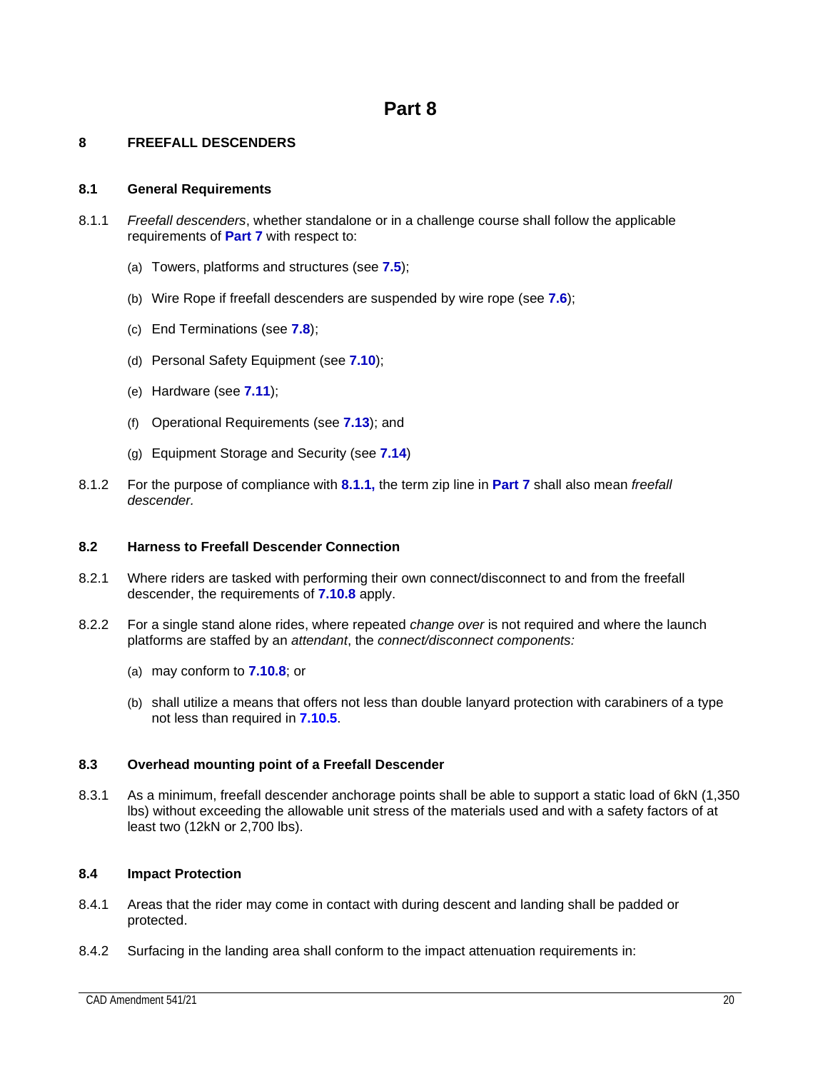# Part 8

## 8 FREEFALL DESCENDERS

### 8.1 General Requirements

8.1.1 *Freefall descenders*, whether standalone or in a challenge course shall follow the applicable requirements of **Part 7** with respect to:

(a) Towers, platforms and structures (see **7.5**);

(b) Wire Rope if freefall descenders are suspended by wire rope (see **7.6**);

(c) End Terminations (see **7.8**);

(d) Personal Safety Equipment (see **7.10**);

(e) Hardware (see **7.11**);

(f) Operational Requirements (see **7.13**); and

(g) Equipment Storage and Security (see **7.14**)

8.1.2 For the purpose of compliance with **8.1.1,** the term zip line in **Part 7** shall also mean *freefall descender.*

### 8.2 Harness to Freefall Descender Connection

8.2.1 Where riders are tasked with performing their own connect/disconnect to and from the freefall descender, the requirements of **7.10.8** apply.

8.2.2 For a single stand alone rides, where repeated *change over* is not required and where the launch platforms are staffed by an *attendant*, the *connect/disconnect components:*

(a) may conform to **7.10.8**; or

(b) shall utilize a means that offers not less than double lanyard protection with carabiners of a type not less than required in **7.10.5**.

### 8.3 Overhead mounting point of a Freefall Descender

8.3.1 As a minimum, freefall descender anchorage points shall be able to support a static load of 6kN (1,350 lbs) without exceeding the allowable unit stress of the materials used and with a safety factors of at least two (12kN or 2,700 lbs).

### 8.4 Impact Protection

8.4.1 Areas that the rider may come in contact with during descent and landing shall be padded or protected.

8.4.2 Surfacing in the landing area shall conform to the impact attenuation requirements in: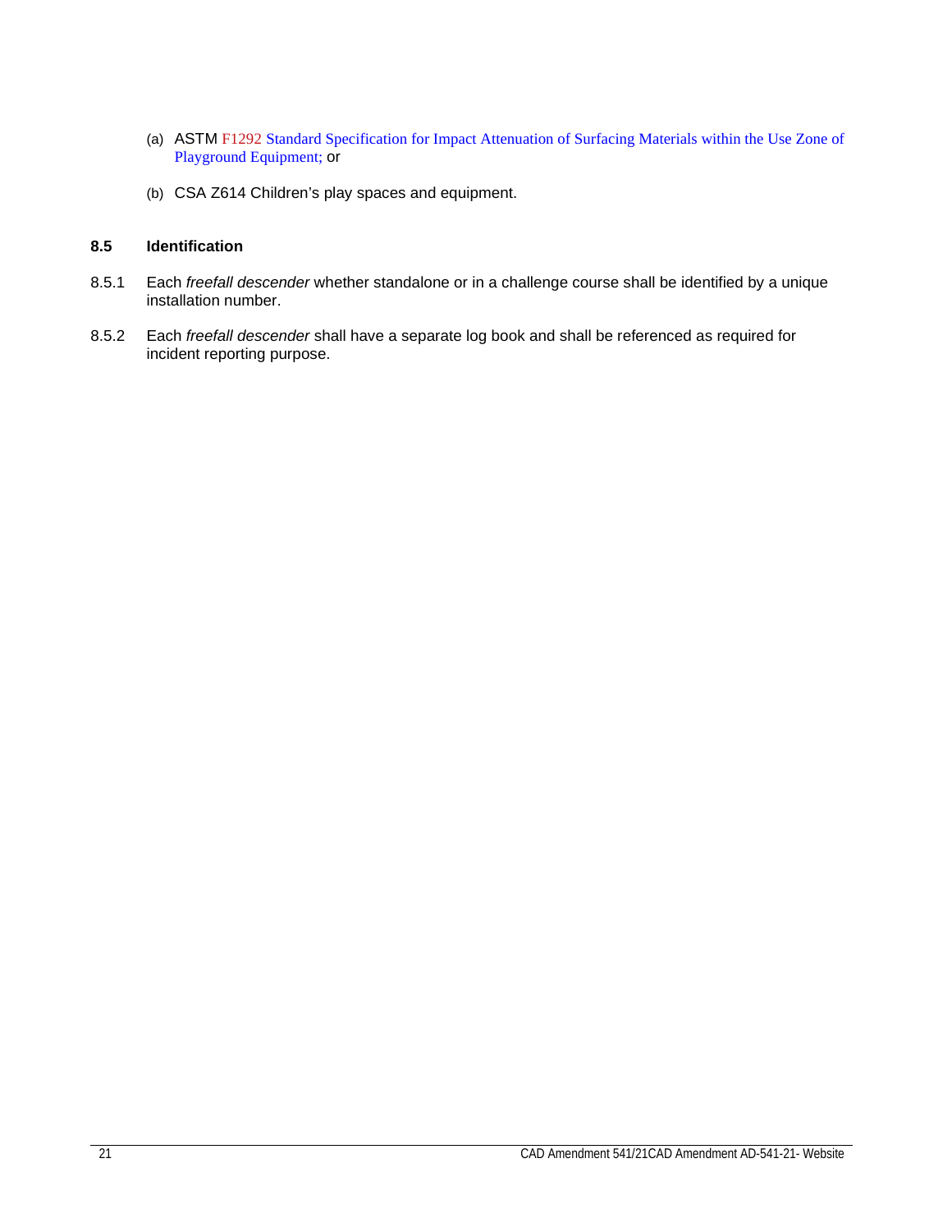(a) ASTM F1292 Standard Specification for Impact Attenuation of Surfacing Materials within the Use Zone of Playground Equipment; or

(b) CSA Z614 Children's play spaces and equipment.

### 8.5 Identification

8.5.1 Each *freefall descender* whether standalone or in a challenge course shall be identified by a unique installation number.

8.5.2 Each *freefall descender* shall have a separate log book and shall be referenced as required for incident reporting purpose.